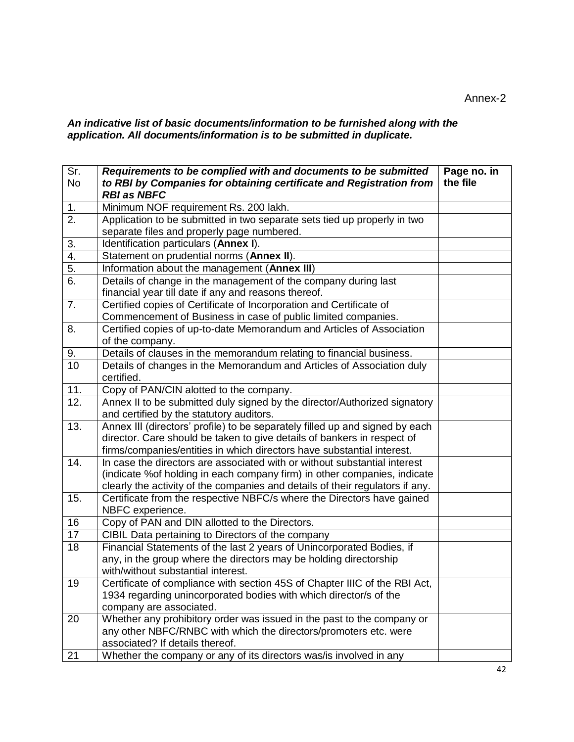Annex-2

***An indicative list of basic documents/information to be furnished along with the application. All documents/information is to be submitted in duplicate.***

| Sr. No | ***Requirements to be complied with and documents to be submitted to RBI by Companies for obtaining certificate and Registration from RBI as NBFC*** | **Page no. in the file** |
|---|---|---|
| 1. | Minimum NOF requirement Rs. 200 lakh. | |
| 2. | Application to be submitted in two separate sets tied up properly in two separate files and properly page numbered. | |
| 3. | Identification particulars (**Annex I**). | |
| 4. | Statement on prudential norms (**Annex II**). | |
| 5. | Information about the management (**Annex III**) | |
| 6. | Details of change in the management of the company during last financial year till date if any and reasons thereof. | |
| 7. | Certified copies of Certificate of Incorporation and Certificate of Commencement of Business in case of public limited companies. | |
| 8. | Certified copies of up-to-date Memorandum and Articles of Association of the company. | |
| 9. | Details of clauses in the memorandum relating to financial business. | |
| 10 | Details of changes in the Memorandum and Articles of Association duly certified. | |
| 11. | Copy of PAN/CIN alotted to the company. | |
| 12. | Annex II to be submitted duly signed by the director/Authorized signatory and certified by the statutory auditors. | |
| 13. | Annex III (directors' profile) to be separately filled up and signed by each director. Care should be taken to give details of bankers in respect of firms/companies/entities in which directors have substantial interest. | |
| 14. | In case the directors are associated with or without substantial interest (indicate %of holding in each company firm) in other companies, indicate clearly the activity of the companies and details of their regulators if any. | |
| 15. | Certificate from the respective NBFC/s where the Directors have gained NBFC experience. | |
| 16 | Copy of PAN and DIN allotted to the Directors. | |
| 17 | CIBIL Data pertaining to Directors of the company | |
| 18 | Financial Statements of the last 2 years of Unincorporated Bodies, if any, in the group where the directors may be holding directorship with/without substantial interest. | |
| 19 | Certificate of compliance with section 45S of Chapter IIIC of the RBI Act, 1934 regarding unincorporated bodies with which director/s of the company are associated. | |
| 20 | Whether any prohibitory order was issued in the past to the company or any other NBFC/RNBC with which the directors/promoters etc. were associated? If details thereof. | |
| 21 | Whether the company or any of its directors was/is involved in any | |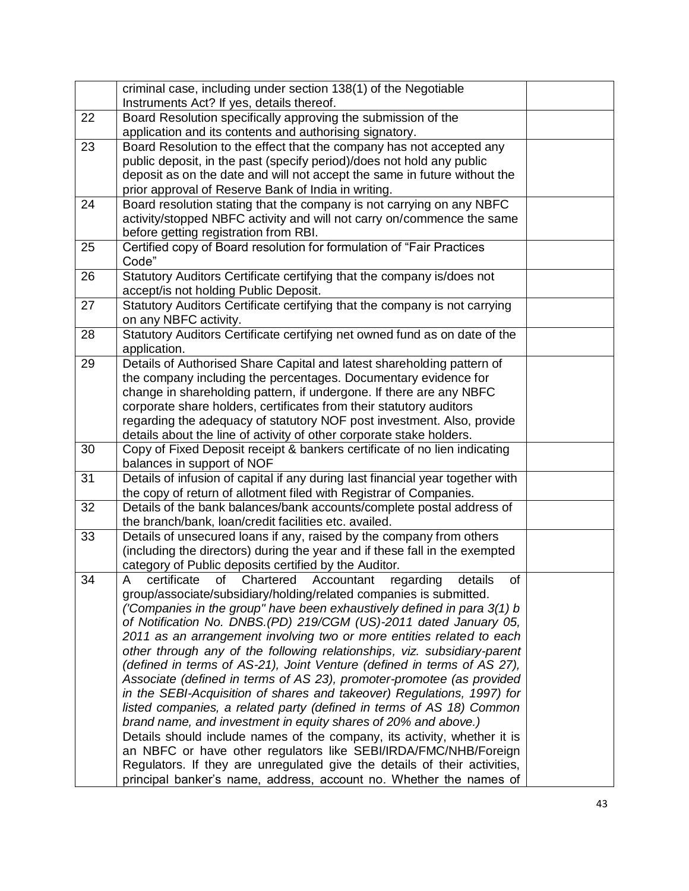| | | |
|---|---|---|
| | criminal case, including under section 138(1) of the Negotiable Instruments Act? If yes, details thereof. | |
| 22 | Board Resolution specifically approving the submission of the application and its contents and authorising signatory. | |
| 23 | Board Resolution to the effect that the company has not accepted any public deposit, in the past (specify period)/does not hold any public deposit as on the date and will not accept the same in future without the prior approval of Reserve Bank of India in writing. | |
| 24 | Board resolution stating that the company is not carrying on any NBFC activity/stopped NBFC activity and will not carry on/commence the same before getting registration from RBI. | |
| 25 | Certified copy of Board resolution for formulation of "Fair Practices Code" | |
| 26 | Statutory Auditors Certificate certifying that the company is/does not accept/is not holding Public Deposit. | |
| 27 | Statutory Auditors Certificate certifying that the company is not carrying on any NBFC activity. | |
| 28 | Statutory Auditors Certificate certifying net owned fund as on date of the application. | |
| 29 | Details of Authorised Share Capital and latest shareholding pattern of the company including the percentages. Documentary evidence for change in shareholding pattern, if undergone. If there are any NBFC corporate share holders, certificates from their statutory auditors regarding the adequacy of statutory NOF post investment. Also, provide details about the line of activity of other corporate stake holders. | |
| 30 | Copy of Fixed Deposit receipt & bankers certificate of no lien indicating balances in support of NOF | |
| 31 | Details of infusion of capital if any during last financial year together with the copy of return of allotment filed with Registrar of Companies. | |
| 32 | Details of the bank balances/bank accounts/complete postal address of the branch/bank, loan/credit facilities etc. availed. | |
| 33 | Details of unsecured loans if any, raised by the company from others (including the directors) during the year and if these fall in the exempted category of Public deposits certified by the Auditor. | |
| 34 | A certificate of Chartered Accountant regarding details of group/associate/subsidiary/holding/related companies is submitted. *('Companies in the group" have been exhaustively defined in para 3(1) b of Notification No. DNBS.(PD) 219/CGM (US)-2011 dated January 05, 2011 as an arrangement involving two or more entities related to each other through any of the following relationships, viz. subsidiary-parent (defined in terms of AS-21), Joint Venture (defined in terms of AS 27), Associate (defined in terms of AS 23), promoter-promotee (as provided in the SEBI-Acquisition of shares and takeover) Regulations, 1997) for listed companies, a related party (defined in terms of AS 18) Common brand name, and investment in equity shares of 20% and above.)* Details should include names of the company, its activity, whether it is an NBFC or have other regulators like SEBI/IRDA/FMC/NHB/Foreign Regulators. If they are unregulated give the details of their activities, principal banker's name, address, account no. Whether the names of | |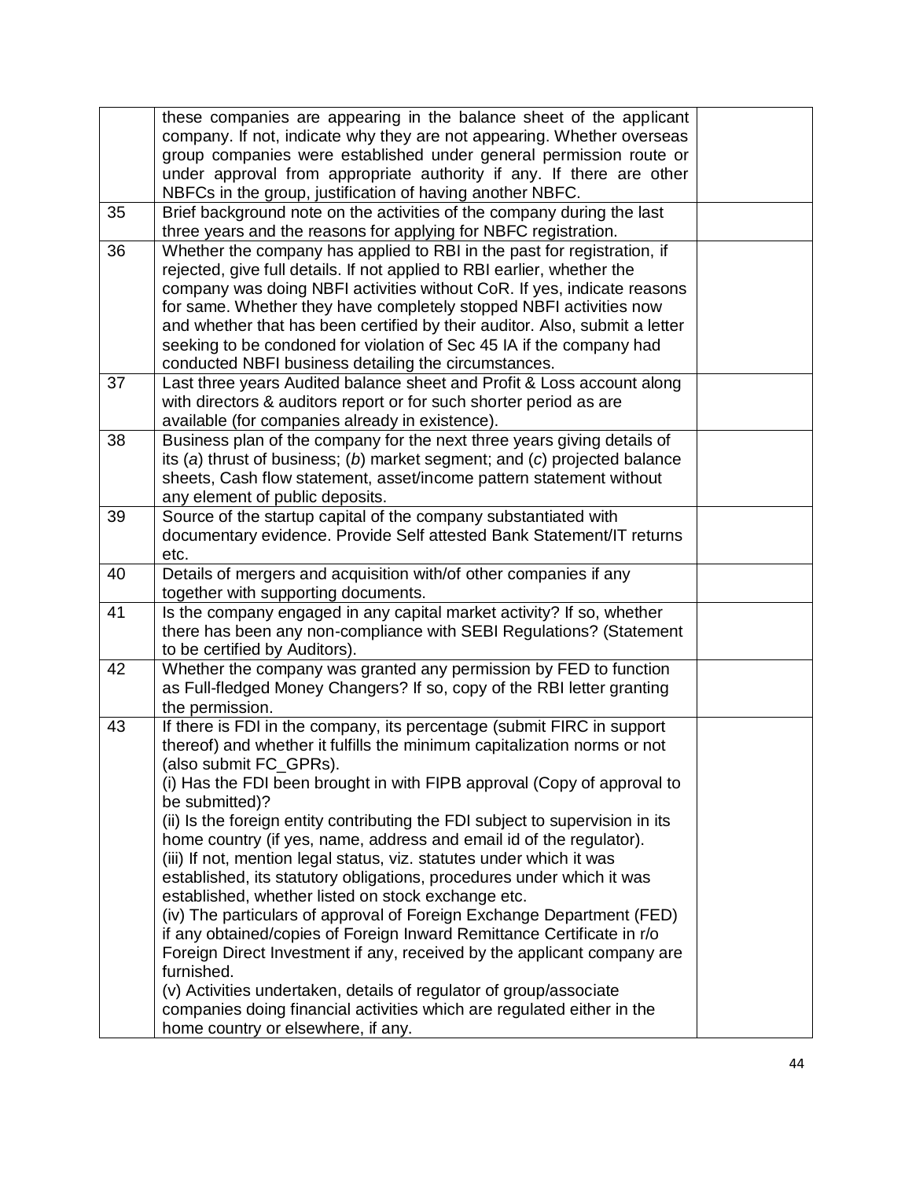| | | |
|---|---|---|
| | these companies are appearing in the balance sheet of the applicant company. If not, indicate why they are not appearing. Whether overseas group companies were established under general permission route or under approval from appropriate authority if any. If there are other NBFCs in the group, justification of having another NBFC. | |
| 35 | Brief background note on the activities of the company during the last three years and the reasons for applying for NBFC registration. | |
| 36 | Whether the company has applied to RBI in the past for registration, if rejected, give full details. If not applied to RBI earlier, whether the company was doing NBFI activities without CoR. If yes, indicate reasons for same. Whether they have completely stopped NBFI activities now and whether that has been certified by their auditor. Also, submit a letter seeking to be condoned for violation of Sec 45 IA if the company had conducted NBFI business detailing the circumstances. | |
| 37 | Last three years Audited balance sheet and Profit & Loss account along with directors & auditors report or for such shorter period as are available (for companies already in existence). | |
| 38 | Business plan of the company for the next three years giving details of its (*a*) thrust of business; (*b*) market segment; and (*c*) projected balance sheets, Cash flow statement, asset/income pattern statement without any element of public deposits. | |
| 39 | Source of the startup capital of the company substantiated with documentary evidence. Provide Self attested Bank Statement/IT returns etc. | |
| 40 | Details of mergers and acquisition with/of other companies if any together with supporting documents. | |
| 41 | Is the company engaged in any capital market activity? If so, whether there has been any non-compliance with SEBI Regulations? (Statement to be certified by Auditors). | |
| 42 | Whether the company was granted any permission by FED to function as Full-fledged Money Changers? If so, copy of the RBI letter granting the permission. | |
| 43 | If there is FDI in the company, its percentage (submit FIRC in support thereof) and whether it fulfills the minimum capitalization norms or not (also submit FC_GPRs).<br>(i) Has the FDI been brought in with FIPB approval (Copy of approval to be submitted)?<br>(ii) Is the foreign entity contributing the FDI subject to supervision in its home country (if yes, name, address and email id of the regulator).<br>(iii) If not, mention legal status, viz. statutes under which it was established, its statutory obligations, procedures under which it was established, whether listed on stock exchange etc.<br>(iv) The particulars of approval of Foreign Exchange Department (FED) if any obtained/copies of Foreign Inward Remittance Certificate in r/o Foreign Direct Investment if any, received by the applicant company are furnished.<br>(v) Activities undertaken, details of regulator of group/associate companies doing financial activities which are regulated either in the home country or elsewhere, if any. | |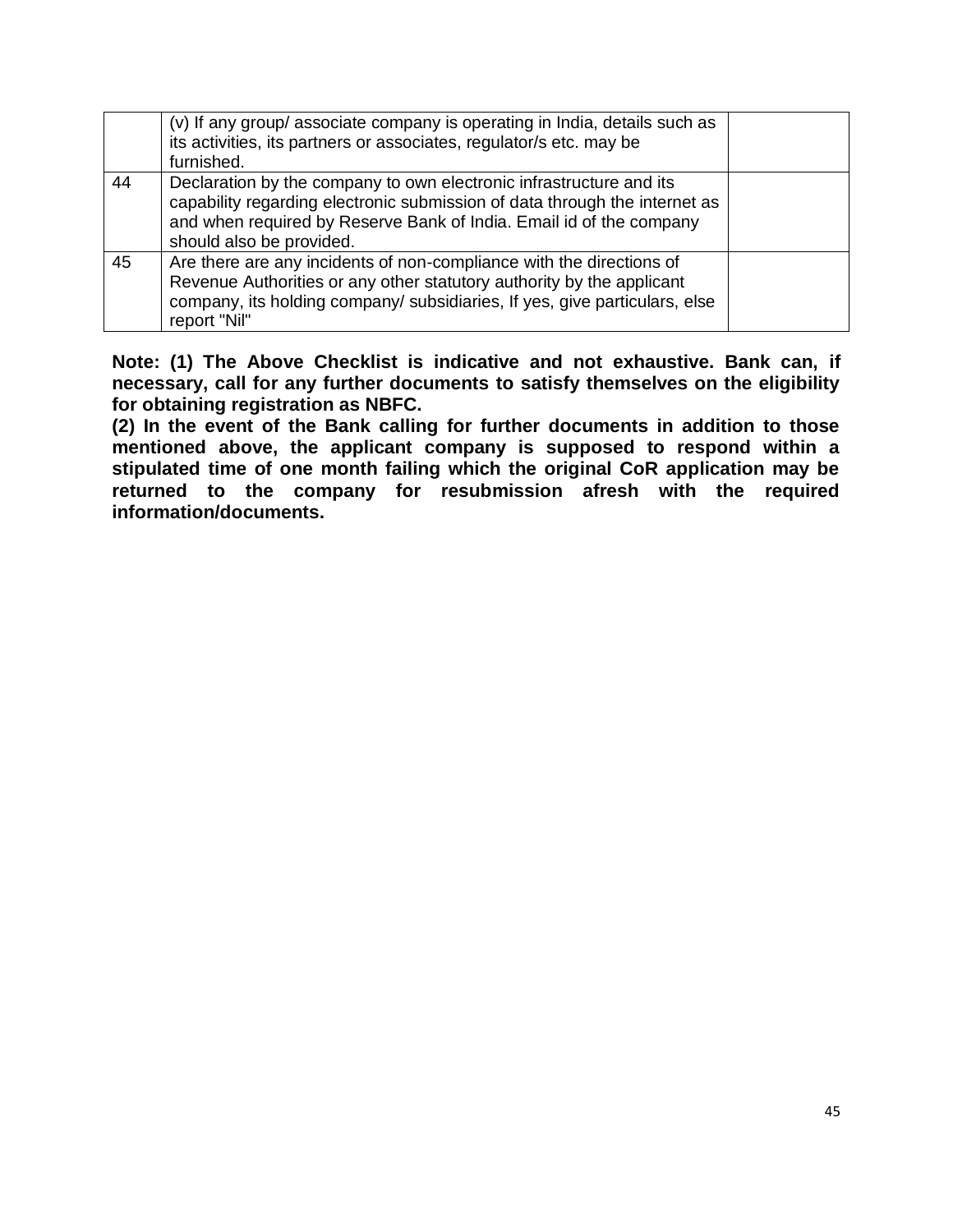| | | |
|---|---|---|
| | (v) If any group/ associate company is operating in India, details such as its activities, its partners or associates, regulator/s etc. may be furnished. | |
| 44 | Declaration by the company to own electronic infrastructure and its capability regarding electronic submission of data through the internet as and when required by Reserve Bank of India. Email id of the company should also be provided. | |
| 45 | Are there are any incidents of non-compliance with the directions of Revenue Authorities or any other statutory authority by the applicant company, its holding company/ subsidiaries, If yes, give particulars, else report "Nil" | |

**Note: (1) The Above Checklist is indicative and not exhaustive. Bank can, if necessary, call for any further documents to satisfy themselves on the eligibility for obtaining registration as NBFC.**

**(2) In the event of the Bank calling for further documents in addition to those mentioned above, the applicant company is supposed to respond within a stipulated time of one month failing which the original CoR application may be returned to the company for resubmission afresh with the required information/documents.**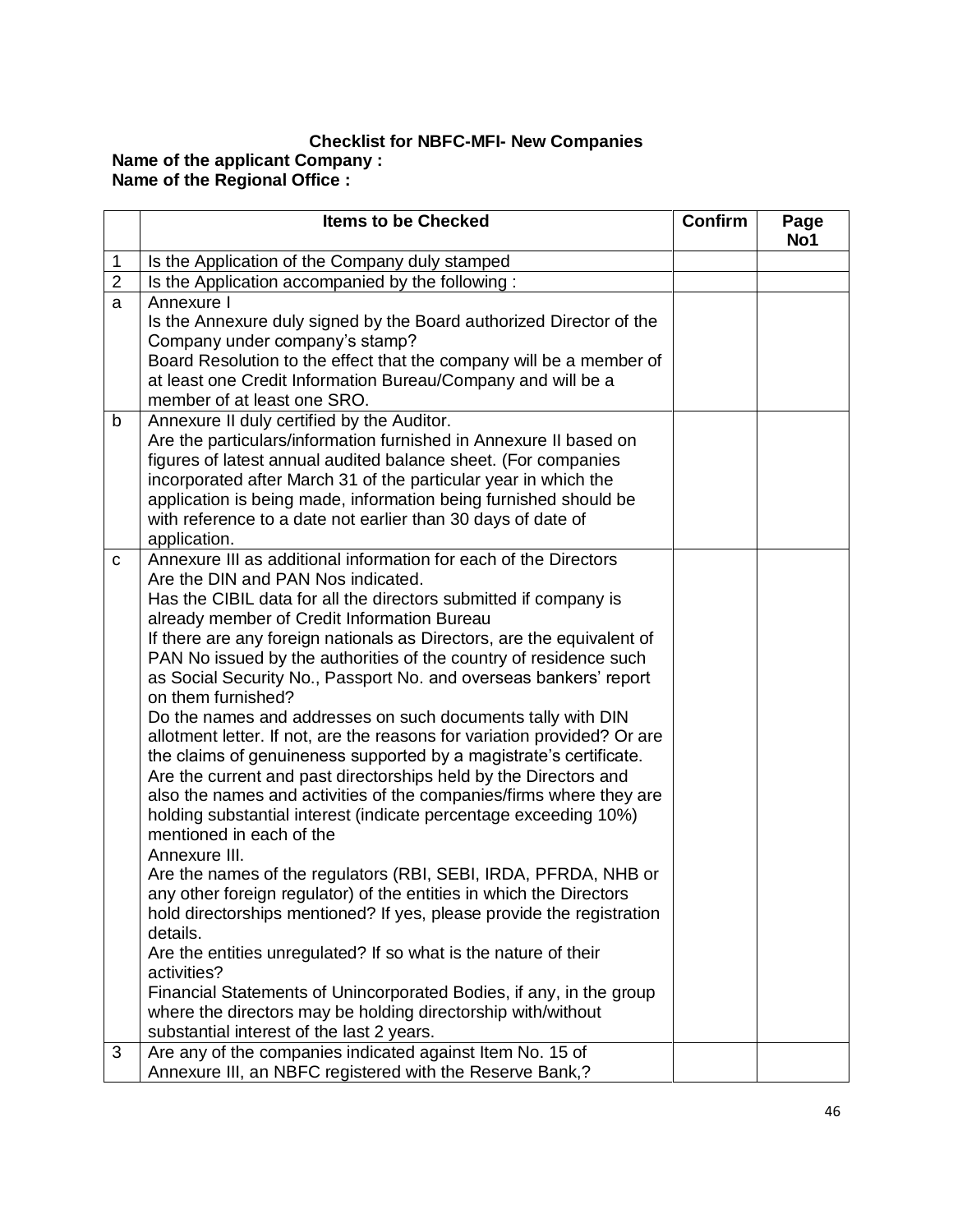**Checklist for NBFC-MFI- New Companies**

**Name of the applicant Company :**
**Name of the Regional Office :**

| | Items to be Checked | Confirm | Page No1 |
|---|---|---|---|
| 1 | Is the Application of the Company duly stamped | | |
| 2 | Is the Application accompanied by the following : | | |
| a | Annexure I<br>Is the Annexure duly signed by the Board authorized Director of the Company under company's stamp?<br>Board Resolution to the effect that the company will be a member of at least one Credit Information Bureau/Company and will be a member of at least one SRO. | | |
| b | Annexure II duly certified by the Auditor.<br>Are the particulars/information furnished in Annexure II based on figures of latest annual audited balance sheet. (For companies incorporated after March 31 of the particular year in which the application is being made, information being furnished should be with reference to a date not earlier than 30 days of date of application. | | |
| c | Annexure III as additional information for each of the Directors<br>Are the DIN and PAN Nos indicated.<br>Has the CIBIL data for all the directors submitted if company is already member of Credit Information Bureau<br>If there are any foreign nationals as Directors, are the equivalent of PAN No issued by the authorities of the country of residence such as Social Security No., Passport No. and overseas bankers' report on them furnished?<br>Do the names and addresses on such documents tally with DIN allotment letter. If not, are the reasons for variation provided? Or are the claims of genuineness supported by a magistrate's certificate.<br>Are the current and past directorships held by the Directors and also the names and activities of the companies/firms where they are holding substantial interest (indicate percentage exceeding 10%) mentioned in each of the<br>Annexure III.<br>Are the names of the regulators (RBI, SEBI, IRDA, PFRDA, NHB or any other foreign regulator) of the entities in which the Directors hold directorships mentioned? If yes, please provide the registration details.<br>Are the entities unregulated? If so what is the nature of their activities?<br>Financial Statements of Unincorporated Bodies, if any, in the group where the directors may be holding directorship with/without substantial interest of the last 2 years. | | |
| 3 | Are any of the companies indicated against Item No. 15 of Annexure III, an NBFC registered with the Reserve Bank,? | | |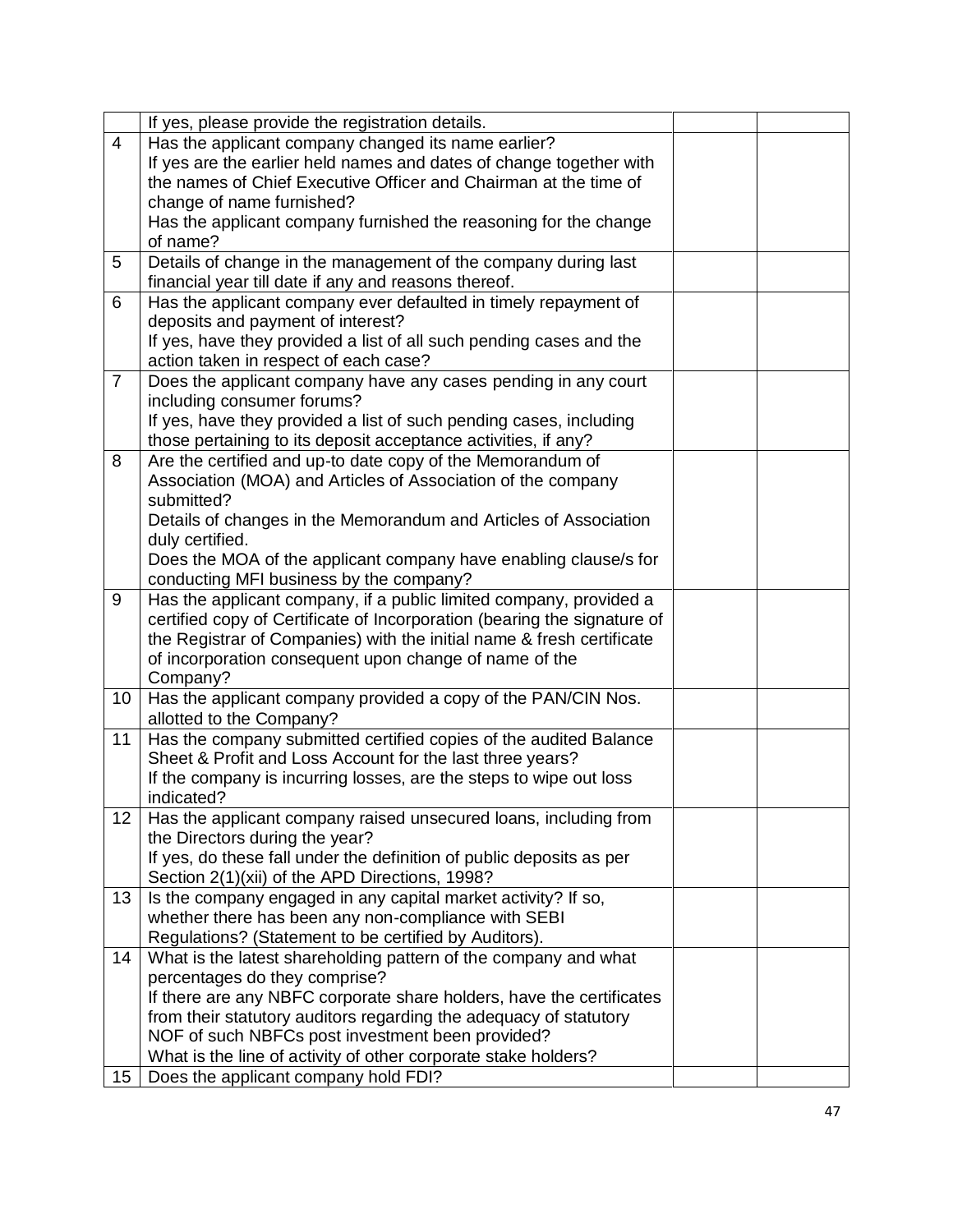| | | | |
|---|---|---|---|
| | If yes, please provide the registration details. | | |
| 4 | Has the applicant company changed its name earlier?<br>If yes are the earlier held names and dates of change together with the names of Chief Executive Officer and Chairman at the time of change of name furnished?<br>Has the applicant company furnished the reasoning for the change of name? | | |
| 5 | Details of change in the management of the company during last financial year till date if any and reasons thereof. | | |
| 6 | Has the applicant company ever defaulted in timely repayment of deposits and payment of interest?<br>If yes, have they provided a list of all such pending cases and the action taken in respect of each case? | | |
| 7 | Does the applicant company have any cases pending in any court including consumer forums?<br>If yes, have they provided a list of such pending cases, including those pertaining to its deposit acceptance activities, if any? | | |
| 8 | Are the certified and up-to date copy of the Memorandum of Association (MOA) and Articles of Association of the company submitted?<br>Details of changes in the Memorandum and Articles of Association duly certified.<br>Does the MOA of the applicant company have enabling clause/s for conducting MFI business by the company? | | |
| 9 | Has the applicant company, if a public limited company, provided a certified copy of Certificate of Incorporation (bearing the signature of the Registrar of Companies) with the initial name & fresh certificate of incorporation consequent upon change of name of the Company? | | |
| 10 | Has the applicant company provided a copy of the PAN/CIN Nos. allotted to the Company? | | |
| 11 | Has the company submitted certified copies of the audited Balance Sheet & Profit and Loss Account for the last three years?<br>If the company is incurring losses, are the steps to wipe out loss indicated? | | |
| 12 | Has the applicant company raised unsecured loans, including from the Directors during the year?<br>If yes, do these fall under the definition of public deposits as per Section 2(1)(xii) of the APD Directions, 1998? | | |
| 13 | Is the company engaged in any capital market activity? If so, whether there has been any non-compliance with SEBI Regulations? (Statement to be certified by Auditors). | | |
| 14 | What is the latest shareholding pattern of the company and what percentages do they comprise?<br>If there are any NBFC corporate share holders, have the certificates from their statutory auditors regarding the adequacy of statutory NOF of such NBFCs post investment been provided?<br>What is the line of activity of other corporate stake holders? | | |
| 15 | Does the applicant company hold FDI? | | |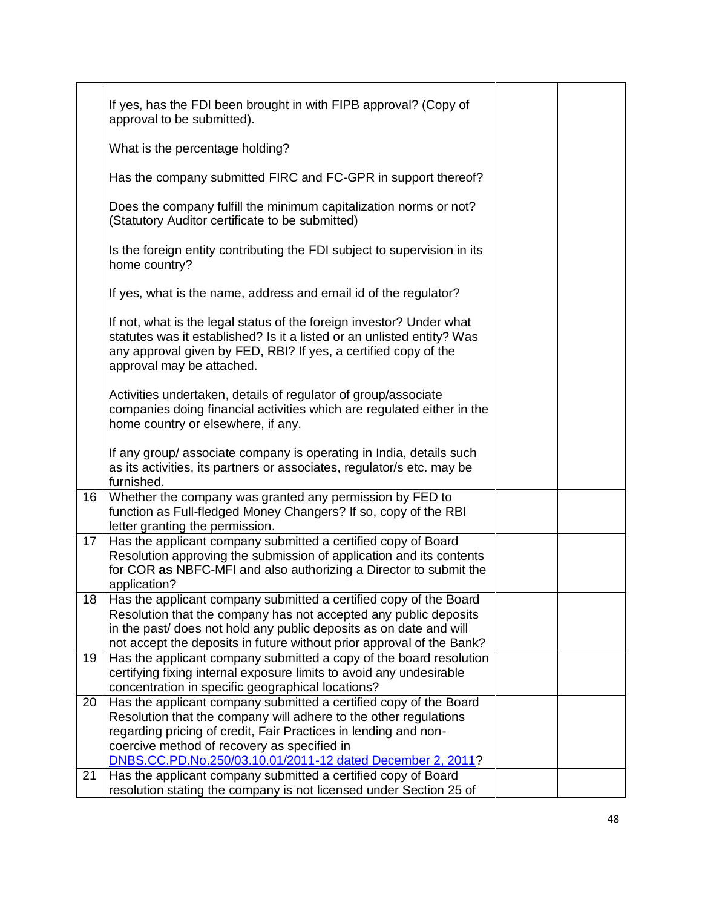| | | | |
|---|---|---|---|
| | If yes, has the FDI been brought in with FIPB approval? (Copy of approval to be submitted).<br><br>What is the percentage holding?<br><br>Has the company submitted FIRC and FC-GPR in support thereof?<br><br>Does the company fulfill the minimum capitalization norms or not? (Statutory Auditor certificate to be submitted)<br><br>Is the foreign entity contributing the FDI subject to supervision in its home country?<br><br>If yes, what is the name, address and email id of the regulator?<br><br>If not, what is the legal status of the foreign investor? Under what statutes was it established? Is it a listed or an unlisted entity? Was any approval given by FED, RBI? If yes, a certified copy of the approval may be attached.<br><br>Activities undertaken, details of regulator of group/associate companies doing financial activities which are regulated either in the home country or elsewhere, if any.<br><br>If any group/ associate company is operating in India, details such as its activities, its partners or associates, regulator/s etc. may be furnished. | | |
| 16 | Whether the company was granted any permission by FED to function as Full-fledged Money Changers? If so, copy of the RBI letter granting the permission. | | |
| 17 | Has the applicant company submitted a certified copy of Board Resolution approving the submission of application and its contents for COR **as** NBFC-MFI and also authorizing a Director to submit the application? | | |
| 18 | Has the applicant company submitted a certified copy of the Board Resolution that the company has not accepted any public deposits in the past/ does not hold any public deposits as on date and will not accept the deposits in future without prior approval of the Bank? | | |
| 19 | Has the applicant company submitted a copy of the board resolution certifying fixing internal exposure limits to avoid any undesirable concentration in specific geographical locations? | | |
| 20 | Has the applicant company submitted a certified copy of the Board Resolution that the company will adhere to the other regulations regarding pricing of credit, Fair Practices in lending and non-coercive method of recovery as specified in DNBS.CC.PD.No.250/03.10.01/2011-12 dated December 2, 2011? | | |
| 21 | Has the applicant company submitted a certified copy of Board resolution stating the company is not licensed under Section 25 of | | |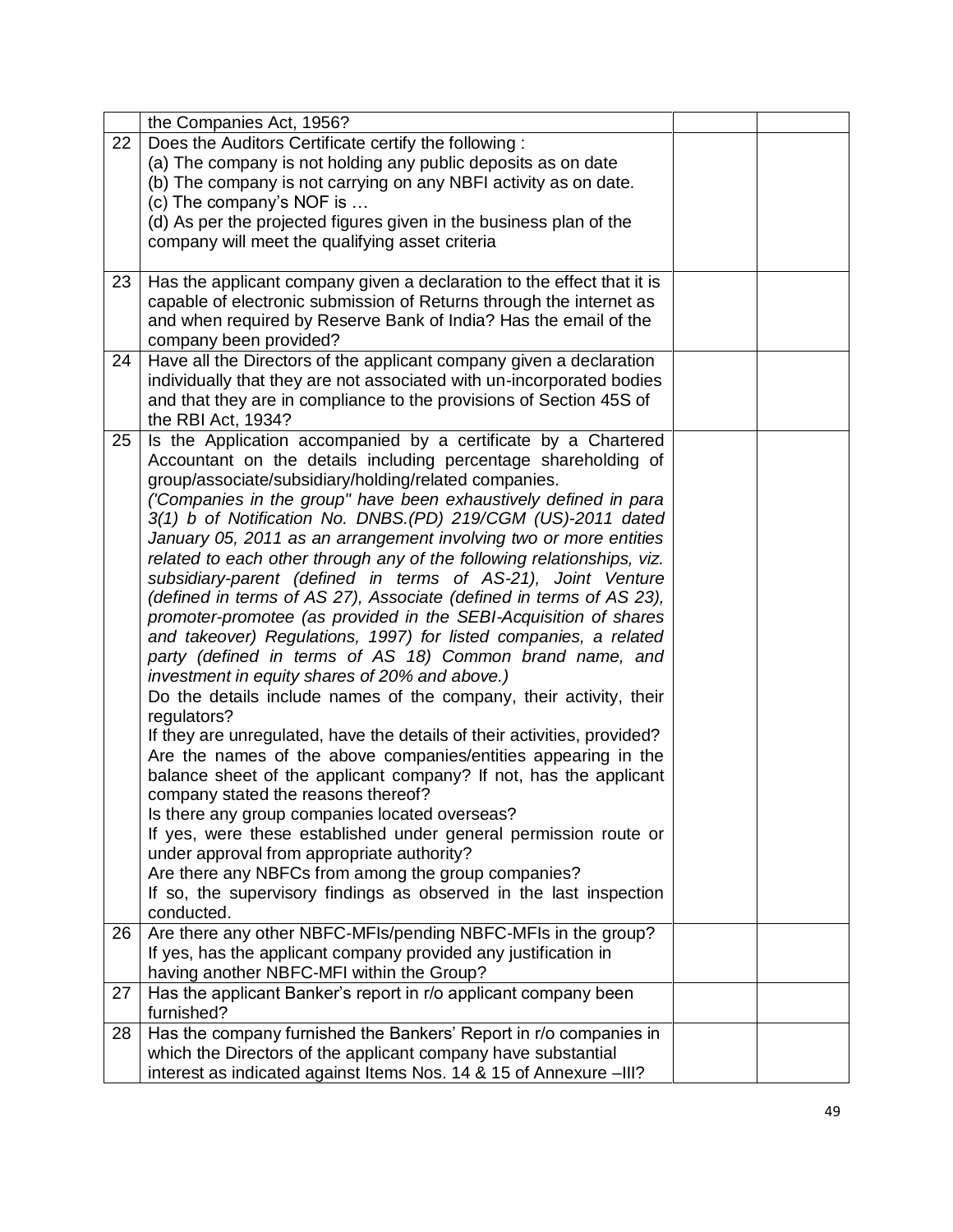|  |  |  |  |
|---|---|---|---|
|  | the Companies Act, 1956? |  |  |
| 22 | Does the Auditors Certificate certify the following :<br>(a) The company is not holding any public deposits as on date<br>(b) The company is not carrying on any NBFI activity as on date.<br>(c) The company's NOF is …<br>(d) As per the projected figures given in the business plan of the company will meet the qualifying asset criteria |  |  |
| 23 | Has the applicant company given a declaration to the effect that it is capable of electronic submission of Returns through the internet as and when required by Reserve Bank of India? Has the email of the company been provided? |  |  |
| 24 | Have all the Directors of the applicant company given a declaration individually that they are not associated with un-incorporated bodies and that they are in compliance to the provisions of Section 45S of the RBI Act, 1934? |  |  |
| 25 | Is the Application accompanied by a certificate by a Chartered Accountant on the details including percentage shareholding of group/associate/subsidiary/holding/related companies.<br>*('Companies in the group" have been exhaustively defined in para 3(1) b of Notification No. DNBS.(PD) 219/CGM (US)-2011 dated January 05, 2011 as an arrangement involving two or more entities related to each other through any of the following relationships, viz. subsidiary-parent (defined in terms of AS-21), Joint Venture (defined in terms of AS 27), Associate (defined in terms of AS 23), promoter-promotee (as provided in the SEBI-Acquisition of shares and takeover) Regulations, 1997) for listed companies, a related party (defined in terms of AS 18) Common brand name, and investment in equity shares of 20% and above.)*<br>Do the details include names of the company, their activity, their regulators?<br>If they are unregulated, have the details of their activities, provided?<br>Are the names of the above companies/entities appearing in the balance sheet of the applicant company? If not, has the applicant company stated the reasons thereof?<br>Is there any group companies located overseas?<br>If yes, were these established under general permission route or under approval from appropriate authority?<br>Are there any NBFCs from among the group companies?<br>If so, the supervisory findings as observed in the last inspection conducted. |  |  |
| 26 | Are there any other NBFC-MFIs/pending NBFC-MFIs in the group? If yes, has the applicant company provided any justification in having another NBFC-MFI within the Group? |  |  |
| 27 | Has the applicant Banker's report in r/o applicant company been furnished? |  |  |
| 28 | Has the company furnished the Bankers' Report in r/o companies in which the Directors of the applicant company have substantial interest as indicated against Items Nos. 14 & 15 of Annexure –III? |  |  |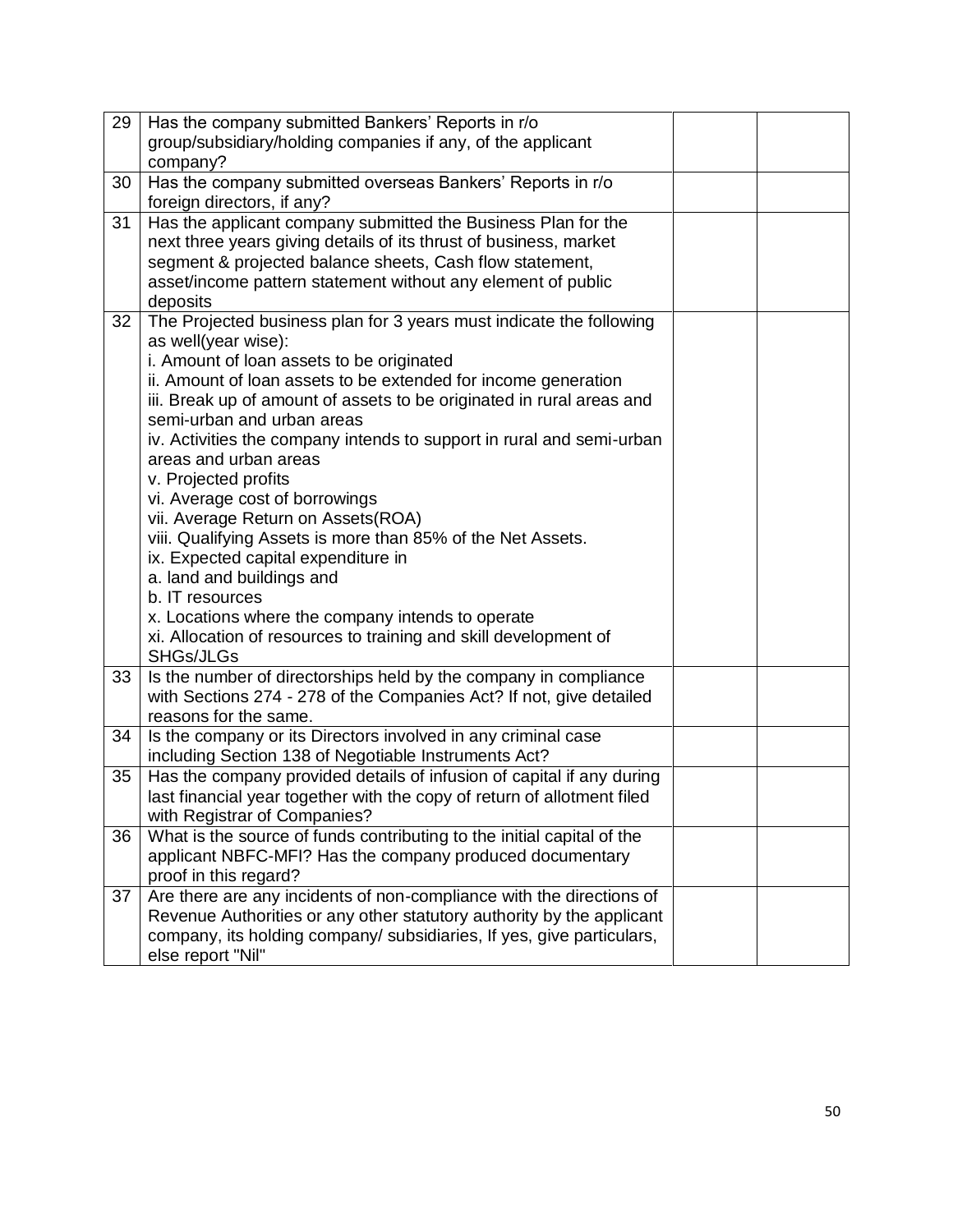| | | | |
|---|---|---|---|
| 29 | Has the company submitted Bankers' Reports in r/o group/subsidiary/holding companies if any, of the applicant company? | | |
| 30 | Has the company submitted overseas Bankers' Reports in r/o foreign directors, if any? | | |
| 31 | Has the applicant company submitted the Business Plan for the next three years giving details of its thrust of business, market segment & projected balance sheets, Cash flow statement, asset/income pattern statement without any element of public deposits | | |
| 32 | The Projected business plan for 3 years must indicate the following as well(year wise):<br>i. Amount of loan assets to be originated<br>ii. Amount of loan assets to be extended for income generation<br>iii. Break up of amount of assets to be originated in rural areas and semi-urban and urban areas<br>iv. Activities the company intends to support in rural and semi-urban areas and urban areas<br>v. Projected profits<br>vi. Average cost of borrowings<br>vii. Average Return on Assets(ROA)<br>viii. Qualifying Assets is more than 85% of the Net Assets.<br>ix. Expected capital expenditure in<br>a. land and buildings and<br>b. IT resources<br>x. Locations where the company intends to operate<br>xi. Allocation of resources to training and skill development of SHGs/JLGs | | |
| 33 | Is the number of directorships held by the company in compliance with Sections 274 - 278 of the Companies Act? If not, give detailed reasons for the same. | | |
| 34 | Is the company or its Directors involved in any criminal case including Section 138 of Negotiable Instruments Act? | | |
| 35 | Has the company provided details of infusion of capital if any during last financial year together with the copy of return of allotment filed with Registrar of Companies? | | |
| 36 | What is the source of funds contributing to the initial capital of the applicant NBFC-MFI? Has the company produced documentary proof in this regard? | | |
| 37 | Are there are any incidents of non-compliance with the directions of Revenue Authorities or any other statutory authority by the applicant company, its holding company/ subsidiaries, If yes, give particulars, else report "Nil" | | |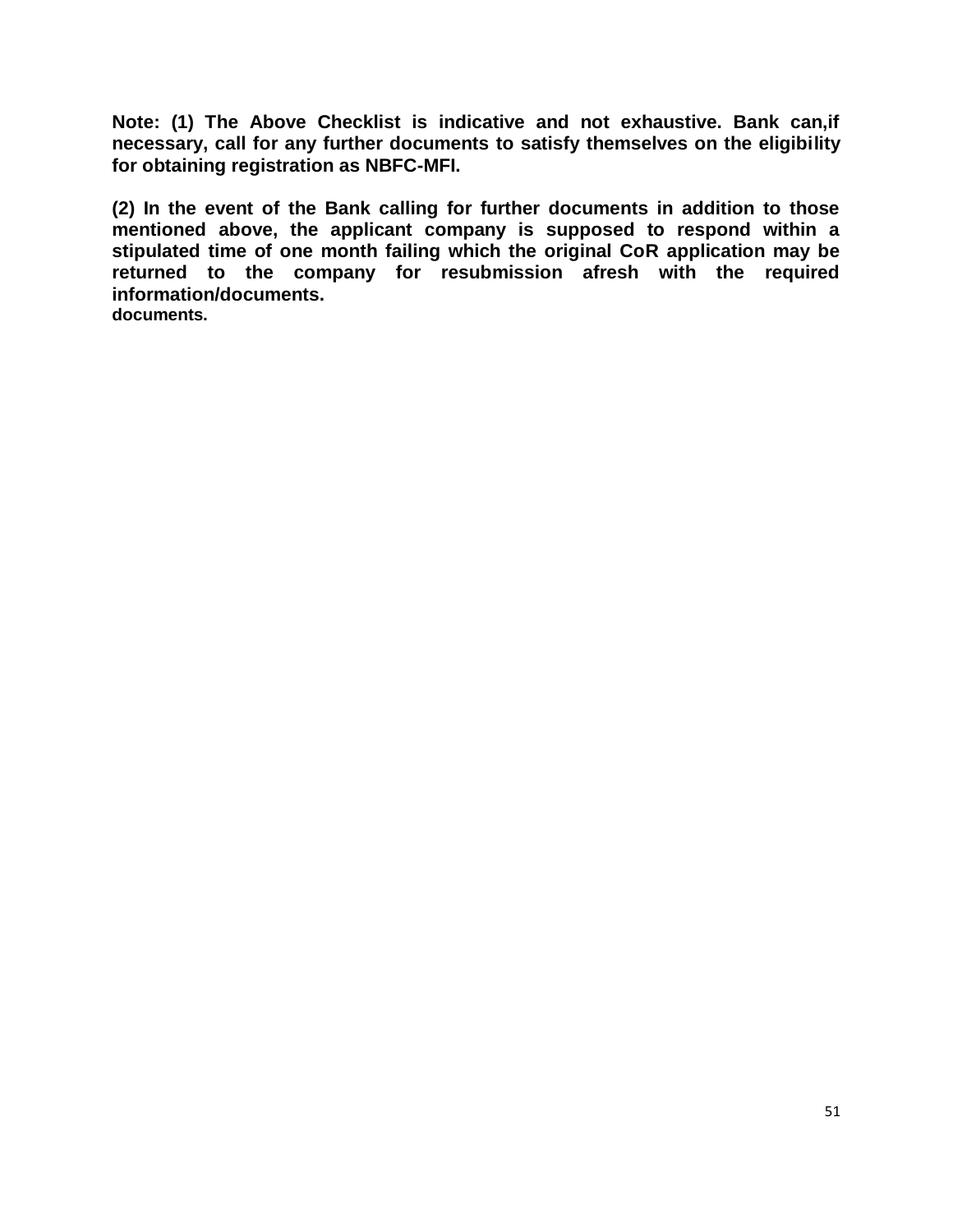**Note: (1) The Above Checklist is indicative and not exhaustive. Bank can,if necessary, call for any further documents to satisfy themselves on the eligibility for obtaining registration as NBFC-MFI.**

**(2) In the event of the Bank calling for further documents in addition to those mentioned above, the applicant company is supposed to respond within a stipulated time of one month failing which the original CoR application may be returned to the company for resubmission afresh with the required information/documents.**
**documents.**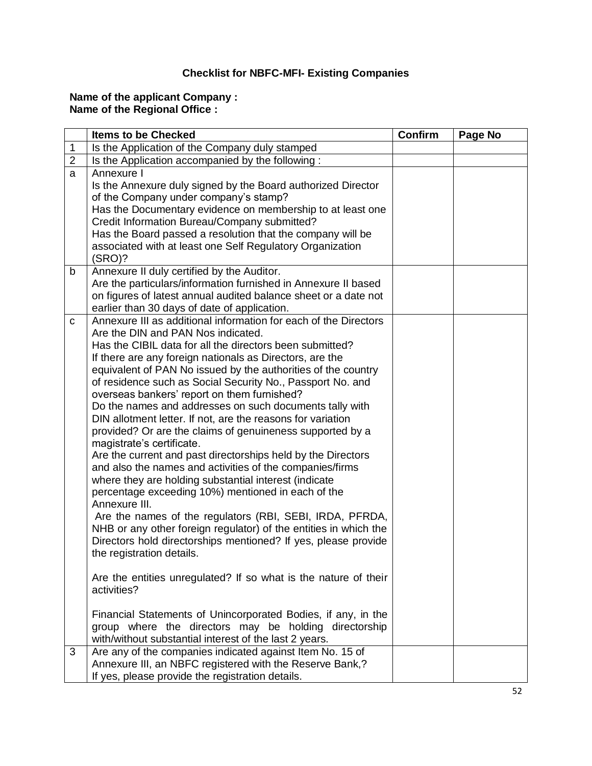# Checklist for NBFC-MFI- Existing Companies

**Name of the applicant Company :**
**Name of the Regional Office :**

| | Items to be Checked | Confirm | Page No |
|---|---|---|---|
| 1 | Is the Application of the Company duly stamped | | |
| 2 | Is the Application accompanied by the following : | | |
| a | Annexure I<br>Is the Annexure duly signed by the Board authorized Director of the Company under company's stamp?<br>Has the Documentary evidence on membership to at least one Credit Information Bureau/Company submitted?<br>Has the Board passed a resolution that the company will be associated with at least one Self Regulatory Organization (SRO)? | | |
| b | Annexure II duly certified by the Auditor.<br>Are the particulars/information furnished in Annexure II based on figures of latest annual audited balance sheet or a date not earlier than 30 days of date of application. | | |
| c | Annexure III as additional information for each of the Directors<br>Are the DIN and PAN Nos indicated.<br>Has the CIBIL data for all the directors been submitted?<br>If there are any foreign nationals as Directors, are the equivalent of PAN No issued by the authorities of the country of residence such as Social Security No., Passport No. and overseas bankers' report on them furnished?<br>Do the names and addresses on such documents tally with DIN allotment letter. If not, are the reasons for variation provided? Or are the claims of genuineness supported by a magistrate's certificate.<br>Are the current and past directorships held by the Directors and also the names and activities of the companies/firms where they are holding substantial interest (indicate percentage exceeding 10%) mentioned in each of the Annexure III.<br>Are the names of the regulators (RBI, SEBI, IRDA, PFRDA, NHB or any other foreign regulator) of the entities in which the Directors hold directorships mentioned? If yes, please provide the registration details.<br><br>Are the entities unregulated? If so what is the nature of their activities?<br><br>Financial Statements of Unincorporated Bodies, if any, in the group where the directors may be holding directorship with/without substantial interest of the last 2 years. | | |
| 3 | Are any of the companies indicated against Item No. 15 of Annexure III, an NBFC registered with the Reserve Bank,?<br>If yes, please provide the registration details. | | |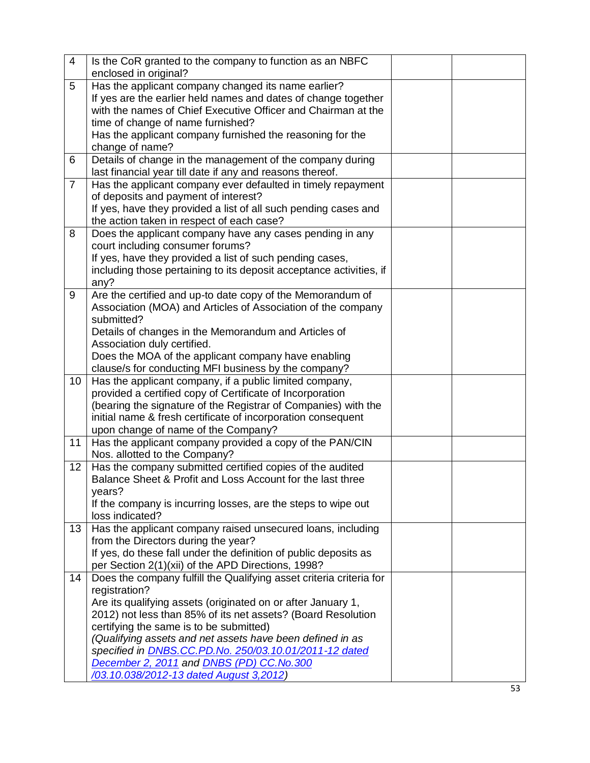| | | | |
|---|---|---|---|
| 4 | Is the CoR granted to the company to function as an NBFC enclosed in original? | | |
| 5 | Has the applicant company changed its name earlier?<br>If yes are the earlier held names and dates of change together with the names of Chief Executive Officer and Chairman at the time of change of name furnished?<br>Has the applicant company furnished the reasoning for the change of name? | | |
| 6 | Details of change in the management of the company during last financial year till date if any and reasons thereof. | | |
| 7 | Has the applicant company ever defaulted in timely repayment of deposits and payment of interest?<br>If yes, have they provided a list of all such pending cases and the action taken in respect of each case? | | |
| 8 | Does the applicant company have any cases pending in any court including consumer forums?<br>If yes, have they provided a list of such pending cases, including those pertaining to its deposit acceptance activities, if any? | | |
| 9 | Are the certified and up-to date copy of the Memorandum of Association (MOA) and Articles of Association of the company submitted?<br>Details of changes in the Memorandum and Articles of Association duly certified.<br>Does the MOA of the applicant company have enabling clause/s for conducting MFI business by the company? | | |
| 10 | Has the applicant company, if a public limited company, provided a certified copy of Certificate of Incorporation (bearing the signature of the Registrar of Companies) with the initial name & fresh certificate of incorporation consequent upon change of name of the Company? | | |
| 11 | Has the applicant company provided a copy of the PAN/CIN Nos. allotted to the Company? | | |
| 12 | Has the company submitted certified copies of the audited Balance Sheet & Profit and Loss Account for the last three years?<br>If the company is incurring losses, are the steps to wipe out loss indicated? | | |
| 13 | Has the applicant company raised unsecured loans, including from the Directors during the year?<br>If yes, do these fall under the definition of public deposits as per Section 2(1)(xii) of the APD Directions, 1998? | | |
| 14 | Does the company fulfill the Qualifying asset criteria criteria for registration?<br>Are its qualifying assets (originated on or after January 1, 2012) not less than 85% of its net assets? (Board Resolution certifying the same is to be submitted)<br>*(Qualifying assets and net assets have been defined in as specified in DNBS.CC.PD.No. 250/03.10.01/2011-12 dated December 2, 2011 and DNBS (PD) CC.No.300 /03.10.038/2012-13 dated August 3,2012)* | | |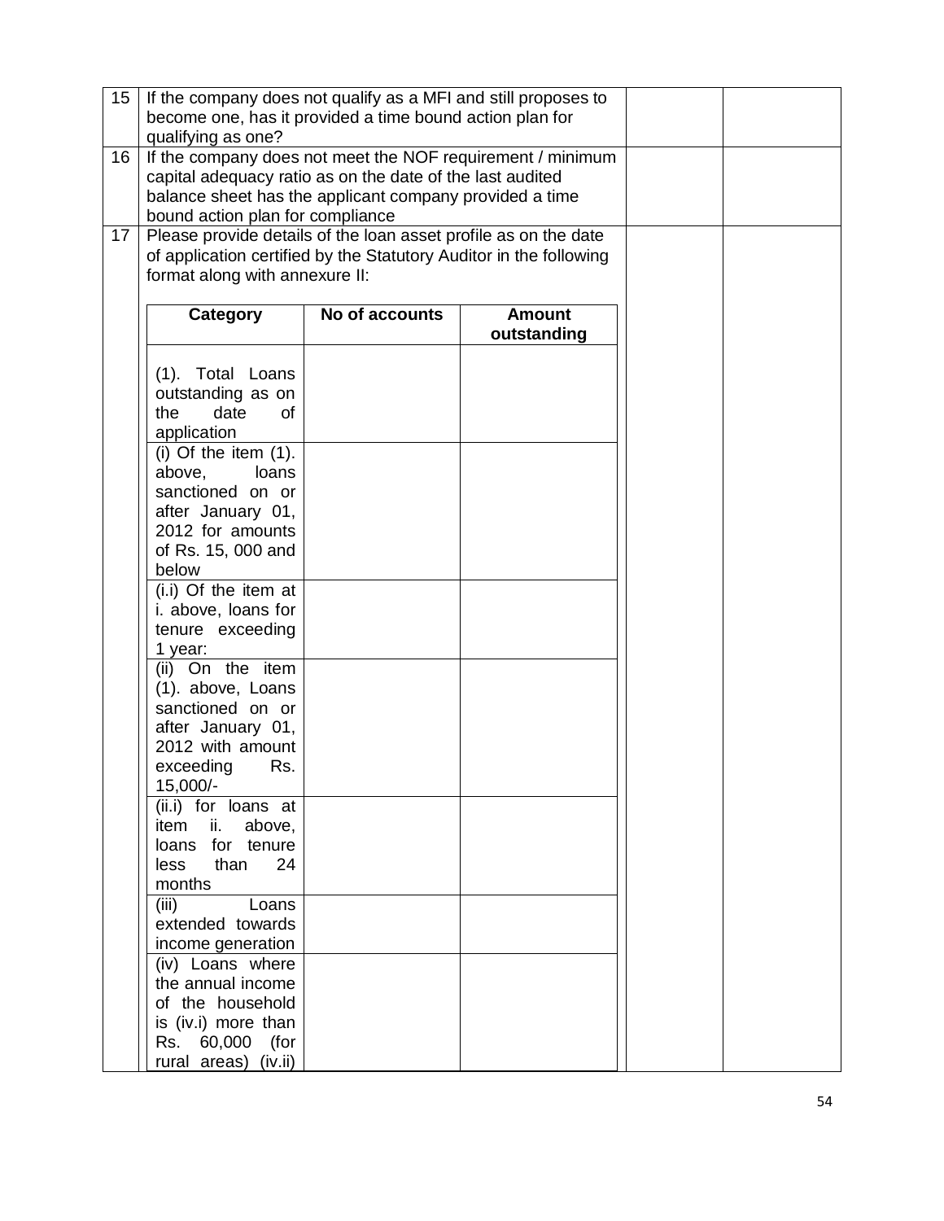| 15 | If the company does not qualify as a MFI and still proposes to become one, has it provided a time bound action plan for qualifying as one? | | |
|---|---|---|---|
| 16 | If the company does not meet the NOF requirement / minimum capital adequacy ratio as on the date of the last audited balance sheet has the applicant company provided a time bound action plan for compliance | | |
| 17 | Please provide details of the loan asset profile as on the date of application certified by the Statutory Auditor in the following format along with annexure II: | | |

| Category | No of accounts | Amount outstanding |
|---|---|---|
| (1). Total Loans outstanding as on the date of application | | |
| (i) Of the item (1). above, loans sanctioned on or after January 01, 2012 for amounts of Rs. 15, 000 and below | | |
| (i.i) Of the item at i. above, loans for tenure exceeding 1 year: | | |
| (ii) On the item (1). above, Loans sanctioned on or after January 01, 2012 with amount exceeding Rs. 15,000/- | | |
| (ii.i) for loans at item ii. above, loans for tenure less than 24 months | | |
| (iii) Loans extended towards income generation | | |
| (iv) Loans where the annual income of the household is (iv.i) more than Rs. 60,000 (for rural areas) (iv.ii) | | |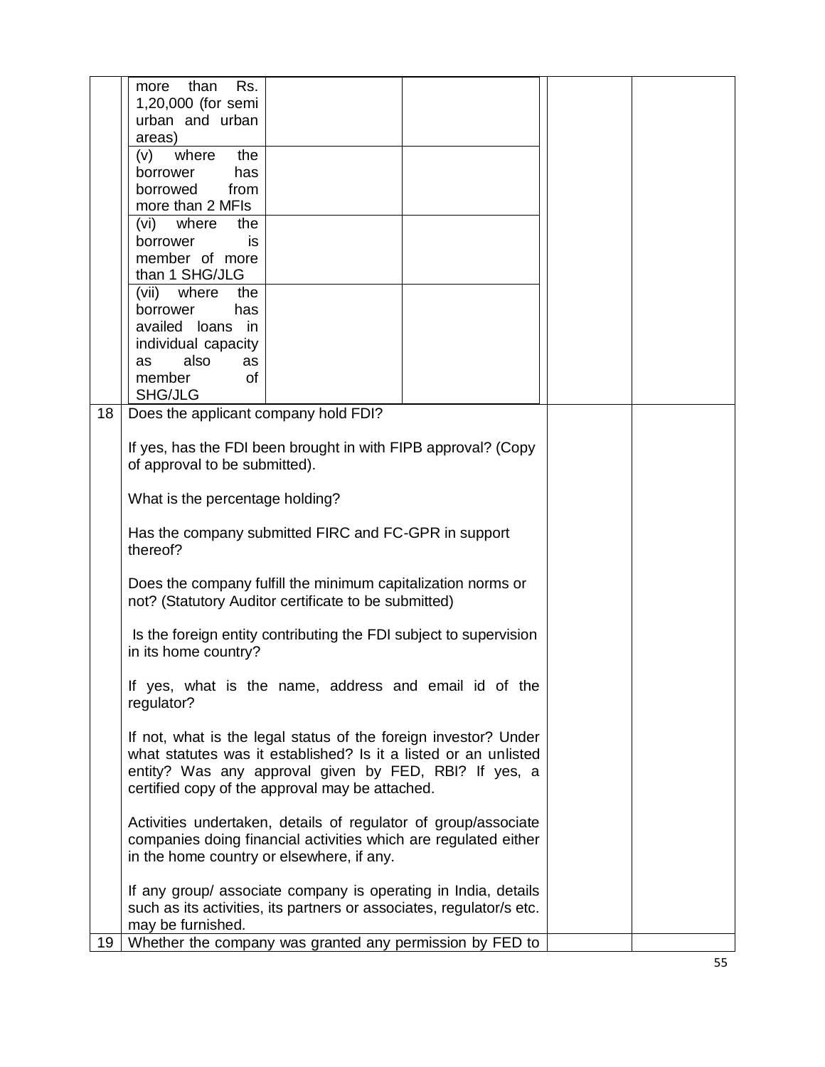| | | | | | |
|---|---|---|---|---|---|
| | more than Rs. 1,20,000 (for semi urban and urban areas) | | | | |
| | (v) where the borrower has borrowed from more than 2 MFIs | | | | |
| | (vi) where the borrower is member of more than 1 SHG/JLG | | | | |
| | (vii) where the borrower has availed loans in individual capacity as also as member of SHG/JLG | | | | |
| 18 | Does the applicant company hold FDI?<br><br>If yes, has the FDI been brought in with FIPB approval? (Copy of approval to be submitted).<br><br>What is the percentage holding?<br><br>Has the company submitted FIRC and FC-GPR in support thereof?<br><br>Does the company fulfill the minimum capitalization norms or not? (Statutory Auditor certificate to be submitted)<br><br>Is the foreign entity contributing the FDI subject to supervision in its home country?<br><br>If yes, what is the name, address and email id of the regulator?<br><br>If not, what is the legal status of the foreign investor? Under what statutes was it established? Is it a listed or an unlisted entity? Was any approval given by FED, RBI? If yes, a certified copy of the approval may be attached.<br><br>Activities undertaken, details of regulator of group/associate companies doing financial activities which are regulated either in the home country or elsewhere, if any.<br><br>If any group/ associate company is operating in India, details such as its activities, its partners or associates, regulator/s etc. may be furnished. | | | | |
| 19 | Whether the company was granted any permission by FED to | | | | |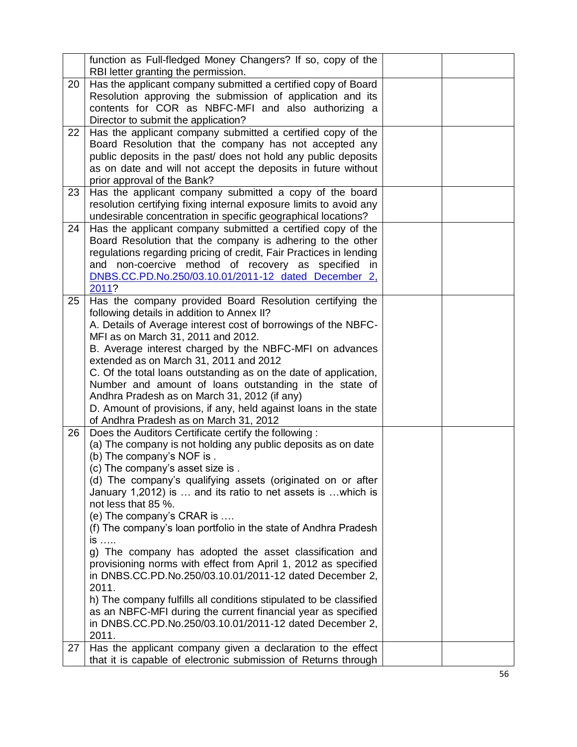| | | | |
|---|---|---|---|
| | function as Full-fledged Money Changers? If so, copy of the RBI letter granting the permission. | | |
| 20 | Has the applicant company submitted a certified copy of Board Resolution approving the submission of application and its contents for COR as NBFC-MFI and also authorizing a Director to submit the application? | | |
| 22 | Has the applicant company submitted a certified copy of the Board Resolution that the company has not accepted any public deposits in the past/ does not hold any public deposits as on date and will not accept the deposits in future without prior approval of the Bank? | | |
| 23 | Has the applicant company submitted a copy of the board resolution certifying fixing internal exposure limits to avoid any undesirable concentration in specific geographical locations? | | |
| 24 | Has the applicant company submitted a certified copy of the Board Resolution that the company is adhering to the other regulations regarding pricing of credit, Fair Practices in lending and non-coercive method of recovery as specified in DNBS.CC.PD.No.250/03.10.01/2011-12 dated December 2, 2011? | | |
| 25 | Has the company provided Board Resolution certifying the following details in addition to Annex II?<br>A. Details of Average interest cost of borrowings of the NBFC-MFI as on March 31, 2011 and 2012.<br>B. Average interest charged by the NBFC-MFI on advances extended as on March 31, 2011 and 2012<br>C. Of the total loans outstanding as on the date of application, Number and amount of loans outstanding in the state of Andhra Pradesh as on March 31, 2012 (if any)<br>D. Amount of provisions, if any, held against loans in the state of Andhra Pradesh as on March 31, 2012 | | |
| 26 | Does the Auditors Certificate certify the following :<br>(a) The company is not holding any public deposits as on date<br>(b) The company's NOF is .<br>(c) The company's asset size is .<br>(d) The company's qualifying assets (originated on or after January 1,2012) is … and its ratio to net assets is …which is not less that 85 %.<br>(e) The company's CRAR is ….<br>(f) The company's loan portfolio in the state of Andhra Pradesh is …..<br>g) The company has adopted the asset classification and provisioning norms with effect from April 1, 2012 as specified in DNBS.CC.PD.No.250/03.10.01/2011-12 dated December 2, 2011.<br>h) The company fulfills all conditions stipulated to be classified as an NBFC-MFI during the current financial year as specified in DNBS.CC.PD.No.250/03.10.01/2011-12 dated December 2, 2011. | | |
| 27 | Has the applicant company given a declaration to the effect that it is capable of electronic submission of Returns through | | |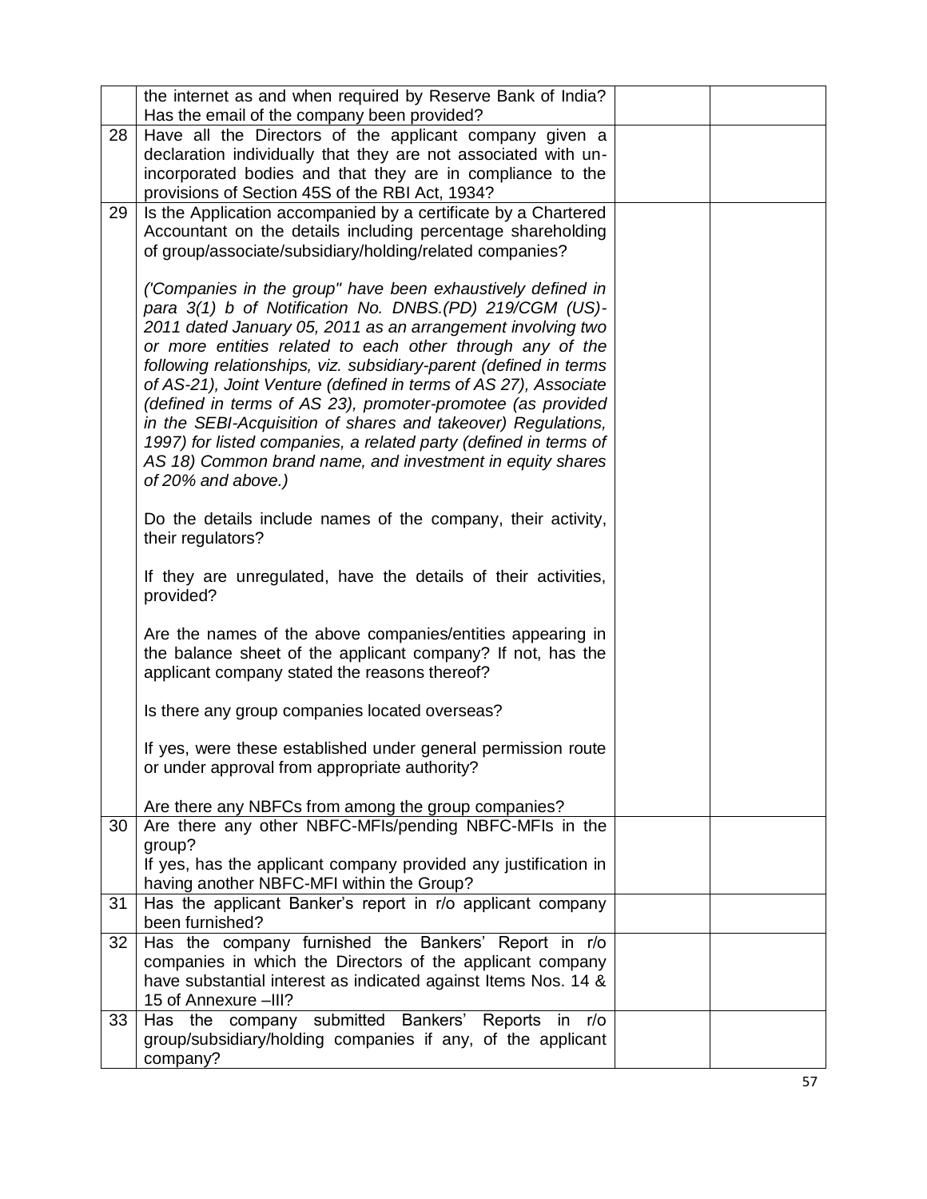| | | | |
|---|---|---|---|
| | the internet as and when required by Reserve Bank of India? Has the email of the company been provided? | | |
| 28 | Have all the Directors of the applicant company given a declaration individually that they are not associated with un-incorporated bodies and that they are in compliance to the provisions of Section 45S of the RBI Act, 1934? | | |
| 29 | Is the Application accompanied by a certificate by a Chartered Accountant on the details including percentage shareholding of group/associate/subsidiary/holding/related companies?<br><br>*('Companies in the group" have been exhaustively defined in para 3(1) b of Notification No. DNBS.(PD) 219/CGM (US)-2011 dated January 05, 2011 as an arrangement involving two or more entities related to each other through any of the following relationships, viz. subsidiary-parent (defined in terms of AS-21), Joint Venture (defined in terms of AS 27), Associate (defined in terms of AS 23), promoter-promotee (as provided in the SEBI-Acquisition of shares and takeover) Regulations, 1997) for listed companies, a related party (defined in terms of AS 18) Common brand name, and investment in equity shares of 20% and above.)*<br><br>Do the details include names of the company, their activity, their regulators?<br><br>If they are unregulated, have the details of their activities, provided?<br><br>Are the names of the above companies/entities appearing in the balance sheet of the applicant company? If not, has the applicant company stated the reasons thereof?<br><br>Is there any group companies located overseas?<br><br>If yes, were these established under general permission route or under approval from appropriate authority?<br><br>Are there any NBFCs from among the group companies? | | |
| 30 | Are there any other NBFC-MFIs/pending NBFC-MFIs in the group?<br>If yes, has the applicant company provided any justification in having another NBFC-MFI within the Group? | | |
| 31 | Has the applicant Banker's report in r/o applicant company been furnished? | | |
| 32 | Has the company furnished the Bankers' Report in r/o companies in which the Directors of the applicant company have substantial interest as indicated against Items Nos. 14 & 15 of Annexure –III? | | |
| 33 | Has the company submitted Bankers' Reports in r/o group/subsidiary/holding companies if any, of the applicant company? | | |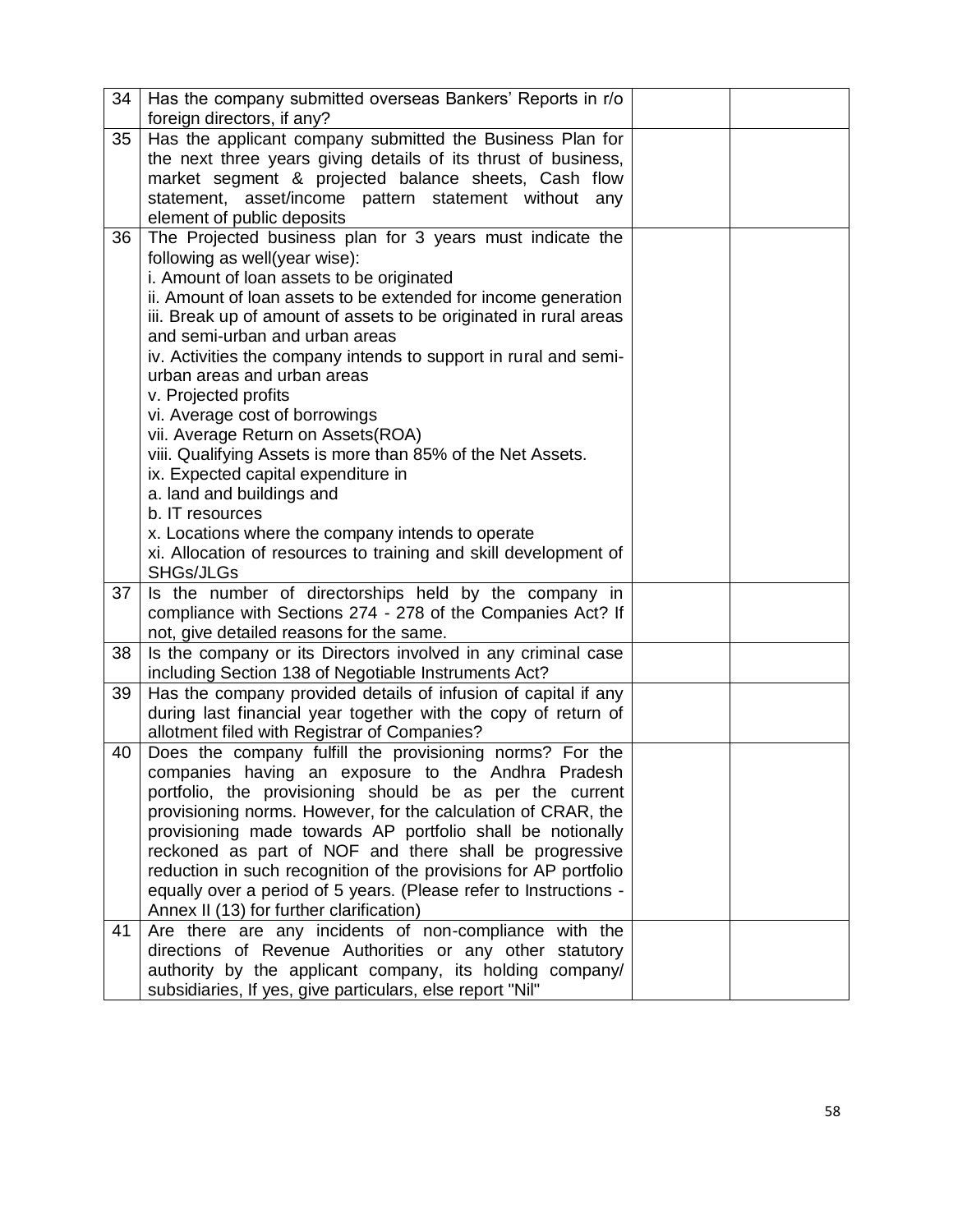| | | | |
|---|---|---|---|
| 34 | Has the company submitted overseas Bankers' Reports in r/o foreign directors, if any? | | |
| 35 | Has the applicant company submitted the Business Plan for the next three years giving details of its thrust of business, market segment & projected balance sheets, Cash flow statement, asset/income pattern statement without any element of public deposits | | |
| 36 | The Projected business plan for 3 years must indicate the following as well(year wise):<br>i. Amount of loan assets to be originated<br>ii. Amount of loan assets to be extended for income generation<br>iii. Break up of amount of assets to be originated in rural areas and semi-urban and urban areas<br>iv. Activities the company intends to support in rural and semi-urban areas and urban areas<br>v. Projected profits<br>vi. Average cost of borrowings<br>vii. Average Return on Assets(ROA)<br>viii. Qualifying Assets is more than 85% of the Net Assets.<br>ix. Expected capital expenditure in<br>a. land and buildings and<br>b. IT resources<br>x. Locations where the company intends to operate<br>xi. Allocation of resources to training and skill development of SHGs/JLGs | | |
| 37 | Is the number of directorships held by the company in compliance with Sections 274 - 278 of the Companies Act? If not, give detailed reasons for the same. | | |
| 38 | Is the company or its Directors involved in any criminal case including Section 138 of Negotiable Instruments Act? | | |
| 39 | Has the company provided details of infusion of capital if any during last financial year together with the copy of return of allotment filed with Registrar of Companies? | | |
| 40 | Does the company fulfill the provisioning norms? For the companies having an exposure to the Andhra Pradesh portfolio, the provisioning should be as per the current provisioning norms. However, for the calculation of CRAR, the provisioning made towards AP portfolio shall be notionally reckoned as part of NOF and there shall be progressive reduction in such recognition of the provisions for AP portfolio equally over a period of 5 years. (Please refer to Instructions - Annex II (13) for further clarification) | | |
| 41 | Are there are any incidents of non-compliance with the directions of Revenue Authorities or any other statutory authority by the applicant company, its holding company/ subsidiaries, If yes, give particulars, else report "Nil" | | |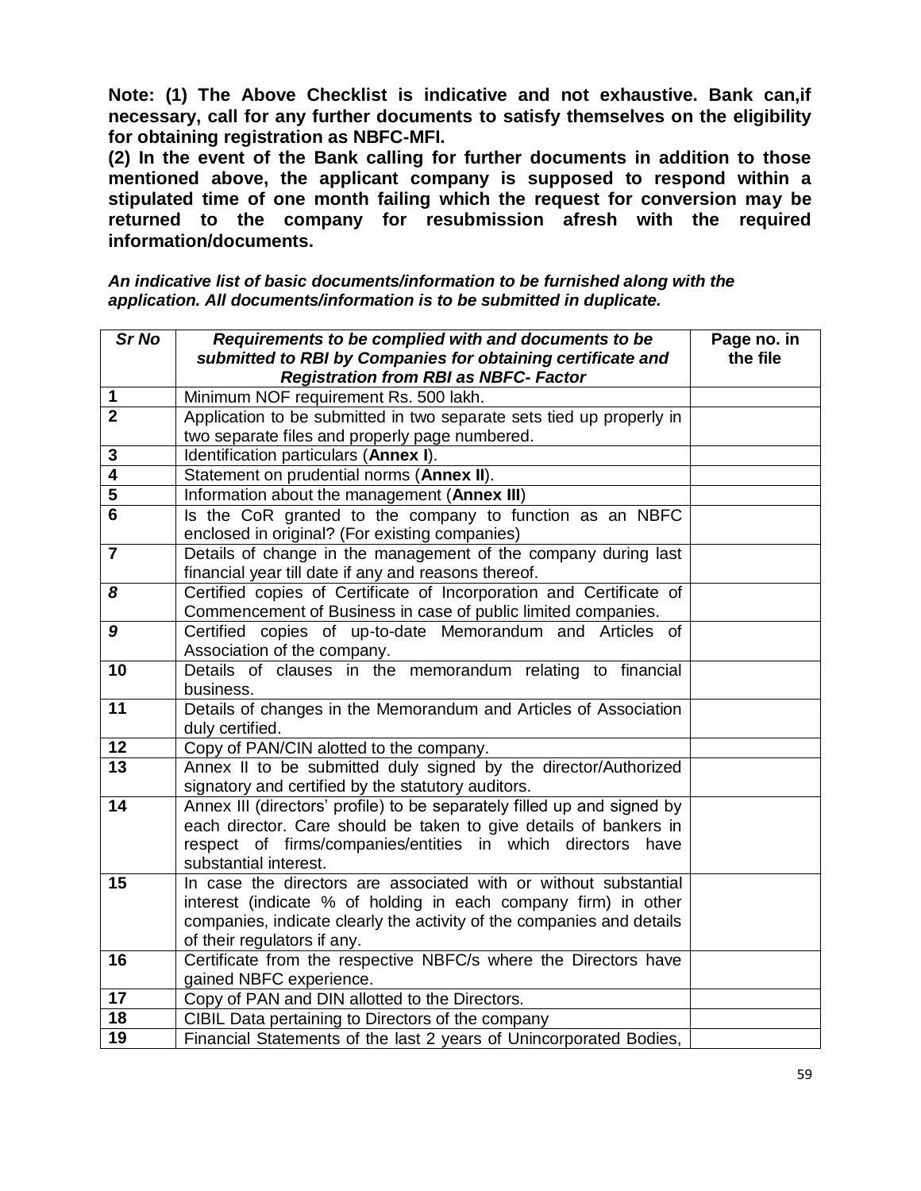**Note: (1) The Above Checklist is indicative and not exhaustive. Bank can,if necessary, call for any further documents to satisfy themselves on the eligibility for obtaining registration as NBFC-MFI.**

**(2) In the event of the Bank calling for further documents in addition to those mentioned above, the applicant company is supposed to respond within a stipulated time of one month failing which the request for conversion may be returned to the company for resubmission afresh with the required information/documents.**

***An indicative list of basic documents/information to be furnished along with the application. All documents/information is to be submitted in duplicate.***

| ***Sr No*** | ***Requirements to be complied with and documents to be submitted to RBI by Companies for obtaining certificate and Registration from RBI as NBFC- Factor*** | **Page no. in the file** |
|---|---|---|
| **1** | Minimum NOF requirement Rs. 500 lakh. | |
| **2** | Application to be submitted in two separate sets tied up properly in two separate files and properly page numbered. | |
| **3** | Identification particulars (**Annex I**). | |
| **4** | Statement on prudential norms (**Annex II**). | |
| **5** | Information about the management (**Annex III**) | |
| **6** | Is the CoR granted to the company to function as an NBFC enclosed in original? (For existing companies) | |
| **7** | Details of change in the management of the company during last financial year till date if any and reasons thereof. | |
| ***8*** | Certified copies of Certificate of Incorporation and Certificate of Commencement of Business in case of public limited companies. | |
| ***9*** | Certified copies of up-to-date Memorandum and Articles of Association of the company. | |
| **10** | Details of clauses in the memorandum relating to financial business. | |
| **11** | Details of changes in the Memorandum and Articles of Association duly certified. | |
| **12** | Copy of PAN/CIN alotted to the company. | |
| **13** | Annex II to be submitted duly signed by the director/Authorized signatory and certified by the statutory auditors. | |
| **14** | Annex III (directors' profile) to be separately filled up and signed by each director. Care should be taken to give details of bankers in respect of firms/companies/entities in which directors have substantial interest. | |
| **15** | In case the directors are associated with or without substantial interest (indicate % of holding in each company firm) in other companies, indicate clearly the activity of the companies and details of their regulators if any. | |
| **16** | Certificate from the respective NBFC/s where the Directors have gained NBFC experience. | |
| **17** | Copy of PAN and DIN allotted to the Directors. | |
| **18** | CIBIL Data pertaining to Directors of the company | |
| **19** | Financial Statements of the last 2 years of Unincorporated Bodies, | |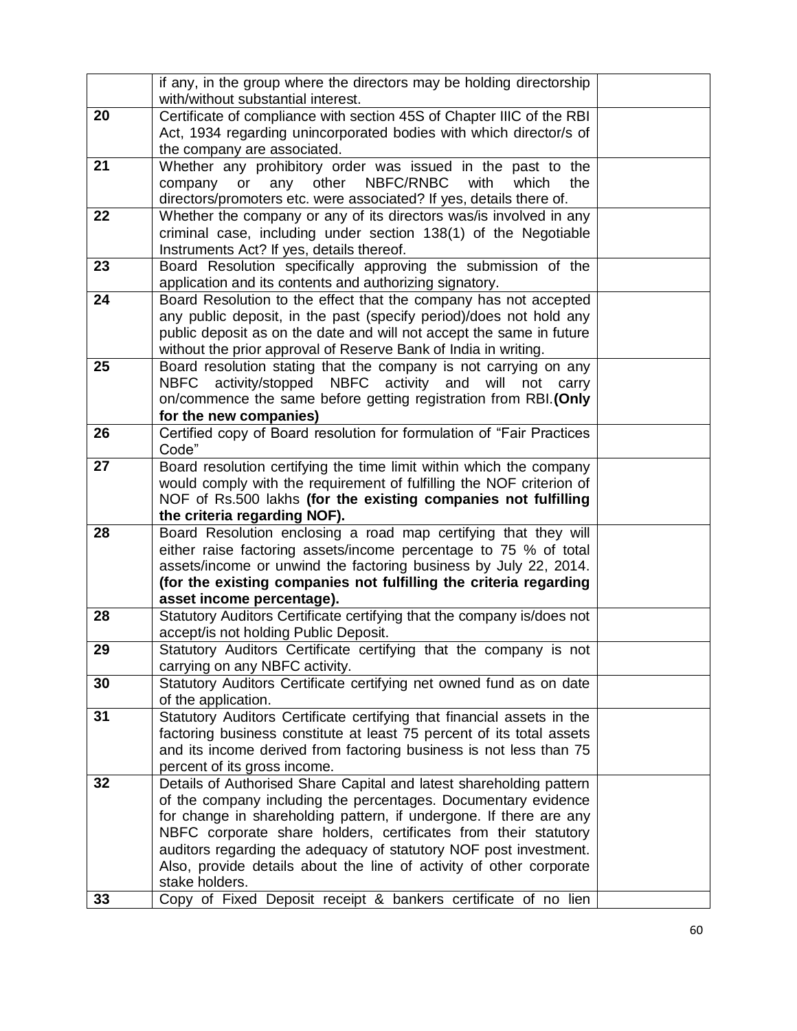| | | |
|---|---|---|
| | if any, in the group where the directors may be holding directorship with/without substantial interest. | |
| **20** | Certificate of compliance with section 45S of Chapter IIIC of the RBI Act, 1934 regarding unincorporated bodies with which director/s of the company are associated. | |
| **21** | Whether any prohibitory order was issued in the past to the company or any other NBFC/RNBC with which the directors/promoters etc. were associated? If yes, details there of. | |
| **22** | Whether the company or any of its directors was/is involved in any criminal case, including under section 138(1) of the Negotiable Instruments Act? If yes, details thereof. | |
| **23** | Board Resolution specifically approving the submission of the application and its contents and authorizing signatory. | |
| **24** | Board Resolution to the effect that the company has not accepted any public deposit, in the past (specify period)/does not hold any public deposit as on the date and will not accept the same in future without the prior approval of Reserve Bank of India in writing. | |
| **25** | Board resolution stating that the company is not carrying on any NBFC activity/stopped NBFC activity and will not carry on/commence the same before getting registration from RBI.**(Only for the new companies)** | |
| **26** | Certified copy of Board resolution for formulation of "Fair Practices Code" | |
| **27** | Board resolution certifying the time limit within which the company would comply with the requirement of fulfilling the NOF criterion of NOF of Rs.500 lakhs **(for the existing companies not fulfilling the criteria regarding NOF).** | |
| **28** | Board Resolution enclosing a road map certifying that they will either raise factoring assets/income percentage to 75 % of total assets/income or unwind the factoring business by July 22, 2014. **(for the existing companies not fulfilling the criteria regarding asset income percentage).** | |
| **28** | Statutory Auditors Certificate certifying that the company is/does not accept/is not holding Public Deposit. | |
| **29** | Statutory Auditors Certificate certifying that the company is not carrying on any NBFC activity. | |
| **30** | Statutory Auditors Certificate certifying net owned fund as on date of the application. | |
| **31** | Statutory Auditors Certificate certifying that financial assets in the factoring business constitute at least 75 percent of its total assets and its income derived from factoring business is not less than 75 percent of its gross income. | |
| **32** | Details of Authorised Share Capital and latest shareholding pattern of the company including the percentages. Documentary evidence for change in shareholding pattern, if undergone. If there are any NBFC corporate share holders, certificates from their statutory auditors regarding the adequacy of statutory NOF post investment. Also, provide details about the line of activity of other corporate stake holders. | |
| **33** | Copy of Fixed Deposit receipt & bankers certificate of no lien | |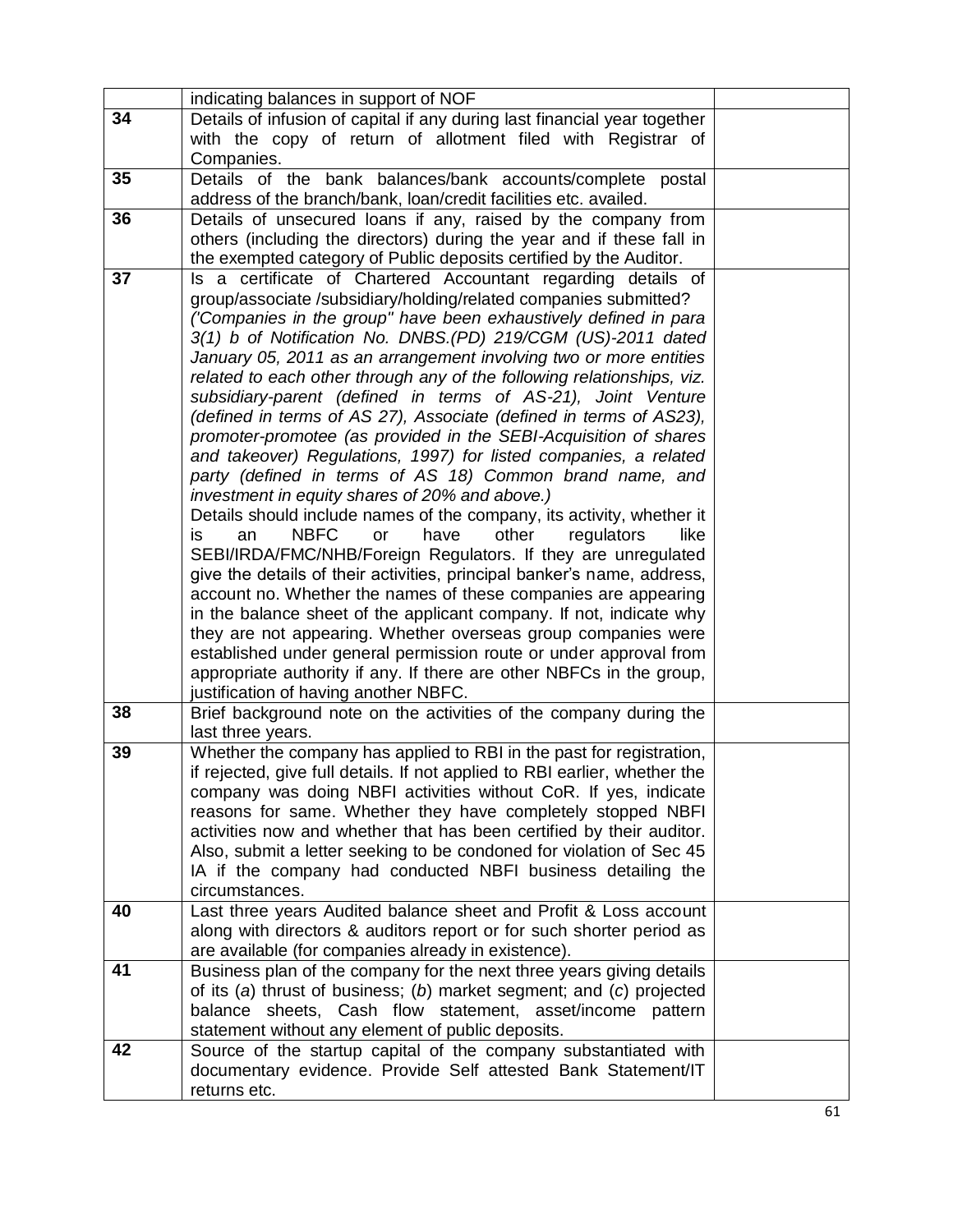| | | |
|---|---|---|
| | indicating balances in support of NOF | |
| **34** | Details of infusion of capital if any during last financial year together with the copy of return of allotment filed with Registrar of Companies. | |
| **35** | Details of the bank balances/bank accounts/complete postal address of the branch/bank, loan/credit facilities etc. availed. | |
| **36** | Details of unsecured loans if any, raised by the company from others (including the directors) during the year and if these fall in the exempted category of Public deposits certified by the Auditor. | |
| **37** | Is a certificate of Chartered Accountant regarding details of group/associate /subsidiary/holding/related companies submitted? *('Companies in the group" have been exhaustively defined in para 3(1) b of Notification No. DNBS.(PD) 219/CGM (US)-2011 dated January 05, 2011 as an arrangement involving two or more entities related to each other through any of the following relationships, viz. subsidiary-parent (defined in terms of AS-21), Joint Venture (defined in terms of AS 27), Associate (defined in terms of AS23), promoter-promotee (as provided in the SEBI-Acquisition of shares and takeover) Regulations, 1997) for listed companies, a related party (defined in terms of AS 18) Common brand name, and investment in equity shares of 20% and above.)* Details should include names of the company, its activity, whether it is an NBFC or have other regulators like SEBI/IRDA/FMC/NHB/Foreign Regulators. If they are unregulated give the details of their activities, principal banker's name, address, account no. Whether the names of these companies are appearing in the balance sheet of the applicant company. If not, indicate why they are not appearing. Whether overseas group companies were established under general permission route or under approval from appropriate authority if any. If there are other NBFCs in the group, justification of having another NBFC. | |
| **38** | Brief background note on the activities of the company during the last three years. | |
| **39** | Whether the company has applied to RBI in the past for registration, if rejected, give full details. If not applied to RBI earlier, whether the company was doing NBFI activities without CoR. If yes, indicate reasons for same. Whether they have completely stopped NBFI activities now and whether that has been certified by their auditor. Also, submit a letter seeking to be condoned for violation of Sec 45 IA if the company had conducted NBFI business detailing the circumstances. | |
| **40** | Last three years Audited balance sheet and Profit & Loss account along with directors & auditors report or for such shorter period as are available (for companies already in existence). | |
| **41** | Business plan of the company for the next three years giving details of its (*a*) thrust of business; (*b*) market segment; and (*c*) projected balance sheets, Cash flow statement, asset/income pattern statement without any element of public deposits. | |
| **42** | Source of the startup capital of the company substantiated with documentary evidence. Provide Self attested Bank Statement/IT returns etc. | |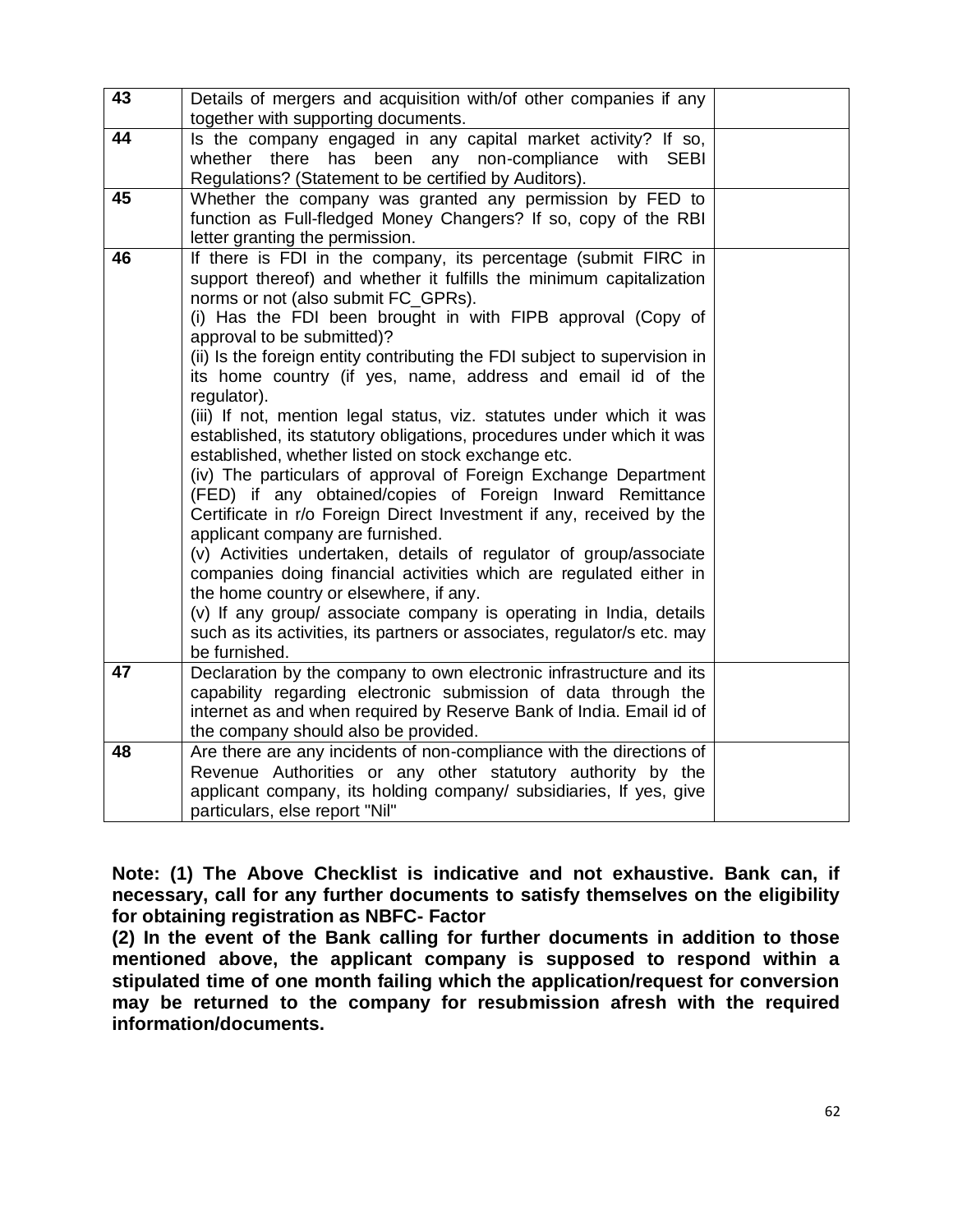| 43 | Details of mergers and acquisition with/of other companies if any together with supporting documents. | |
|---|---|---|
| 44 | Is the company engaged in any capital market activity? If so, whether there has been any non-compliance with SEBI Regulations? (Statement to be certified by Auditors). | |
| 45 | Whether the company was granted any permission by FED to function as Full-fledged Money Changers? If so, copy of the RBI letter granting the permission. | |
| 46 | If there is FDI in the company, its percentage (submit FIRC in support thereof) and whether it fulfills the minimum capitalization norms or not (also submit FC_GPRs).<br>(i) Has the FDI been brought in with FIPB approval (Copy of approval to be submitted)?<br>(ii) Is the foreign entity contributing the FDI subject to supervision in its home country (if yes, name, address and email id of the regulator).<br>(iii) If not, mention legal status, viz. statutes under which it was established, its statutory obligations, procedures under which it was established, whether listed on stock exchange etc.<br>(iv) The particulars of approval of Foreign Exchange Department (FED) if any obtained/copies of Foreign Inward Remittance Certificate in r/o Foreign Direct Investment if any, received by the applicant company are furnished.<br>(v) Activities undertaken, details of regulator of group/associate companies doing financial activities which are regulated either in the home country or elsewhere, if any.<br>(v) If any group/ associate company is operating in India, details such as its activities, its partners or associates, regulator/s etc. may be furnished. | |
| 47 | Declaration by the company to own electronic infrastructure and its capability regarding electronic submission of data through the internet as and when required by Reserve Bank of India. Email id of the company should also be provided. | |
| 48 | Are there are any incidents of non-compliance with the directions of Revenue Authorities or any other statutory authority by the applicant company, its holding company/ subsidiaries, If yes, give particulars, else report "Nil" | |

**Note: (1) The Above Checklist is indicative and not exhaustive. Bank can, if necessary, call for any further documents to satisfy themselves on the eligibility for obtaining registration as NBFC- Factor**

**(2) In the event of the Bank calling for further documents in addition to those mentioned above, the applicant company is supposed to respond within a stipulated time of one month failing which the application/request for conversion may be returned to the company for resubmission afresh with the required information/documents.**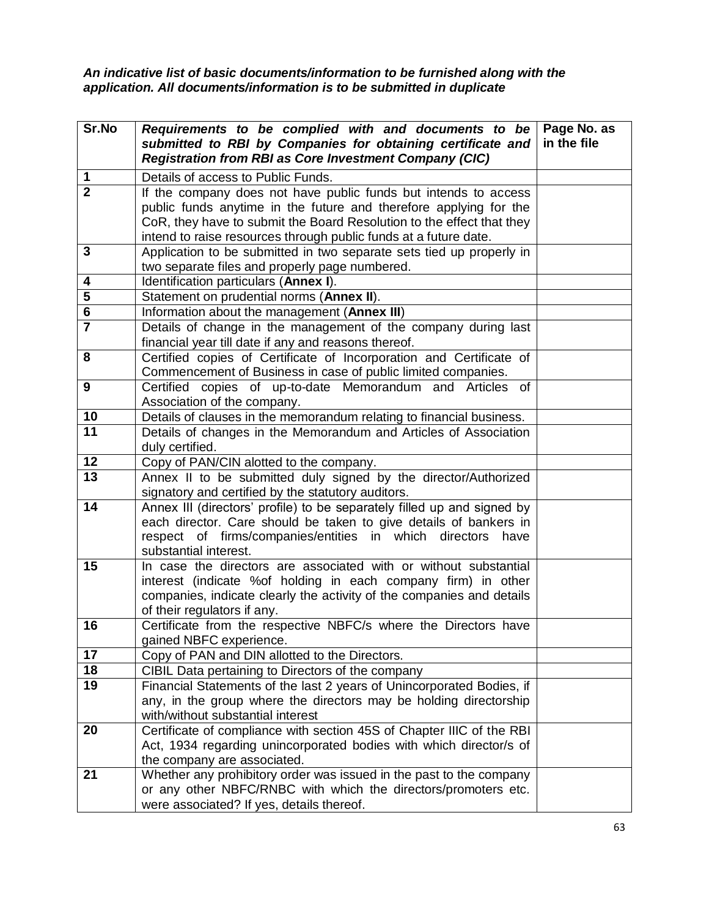***An indicative list of basic documents/information to be furnished along with the application. All documents/information is to be submitted in duplicate***

| Sr.No | ***Requirements to be complied with and documents to be submitted to RBI by Companies for obtaining certificate and Registration from RBI as Core Investment Company (CIC)*** | **Page No. as in the file** |
|---|---|---|
| **1** | Details of access to Public Funds. | |
| **2** | If the company does not have public funds but intends to access public funds anytime in the future and therefore applying for the CoR, they have to submit the Board Resolution to the effect that they intend to raise resources through public funds at a future date. | |
| **3** | Application to be submitted in two separate sets tied up properly in two separate files and properly page numbered. | |
| **4** | Identification particulars (**Annex I**). | |
| **5** | Statement on prudential norms (**Annex II**). | |
| **6** | Information about the management (**Annex III**) | |
| **7** | Details of change in the management of the company during last financial year till date if any and reasons thereof. | |
| **8** | Certified copies of Certificate of Incorporation and Certificate of Commencement of Business in case of public limited companies. | |
| **9** | Certified copies of up-to-date Memorandum and Articles of Association of the company. | |
| **10** | Details of clauses in the memorandum relating to financial business. | |
| **11** | Details of changes in the Memorandum and Articles of Association duly certified. | |
| **12** | Copy of PAN/CIN alotted to the company. | |
| **13** | Annex II to be submitted duly signed by the director/Authorized signatory and certified by the statutory auditors. | |
| **14** | Annex III (directors' profile) to be separately filled up and signed by each director. Care should be taken to give details of bankers in respect of firms/companies/entities in which directors have substantial interest. | |
| **15** | In case the directors are associated with or without substantial interest (indicate %of holding in each company firm) in other companies, indicate clearly the activity of the companies and details of their regulators if any. | |
| **16** | Certificate from the respective NBFC/s where the Directors have gained NBFC experience. | |
| **17** | Copy of PAN and DIN allotted to the Directors. | |
| **18** | CIBIL Data pertaining to Directors of the company | |
| **19** | Financial Statements of the last 2 years of Unincorporated Bodies, if any, in the group where the directors may be holding directorship with/without substantial interest | |
| **20** | Certificate of compliance with section 45S of Chapter IIIC of the RBI Act, 1934 regarding unincorporated bodies with which director/s of the company are associated. | |
| **21** | Whether any prohibitory order was issued in the past to the company or any other NBFC/RNBC with which the directors/promoters etc. were associated? If yes, details thereof. | |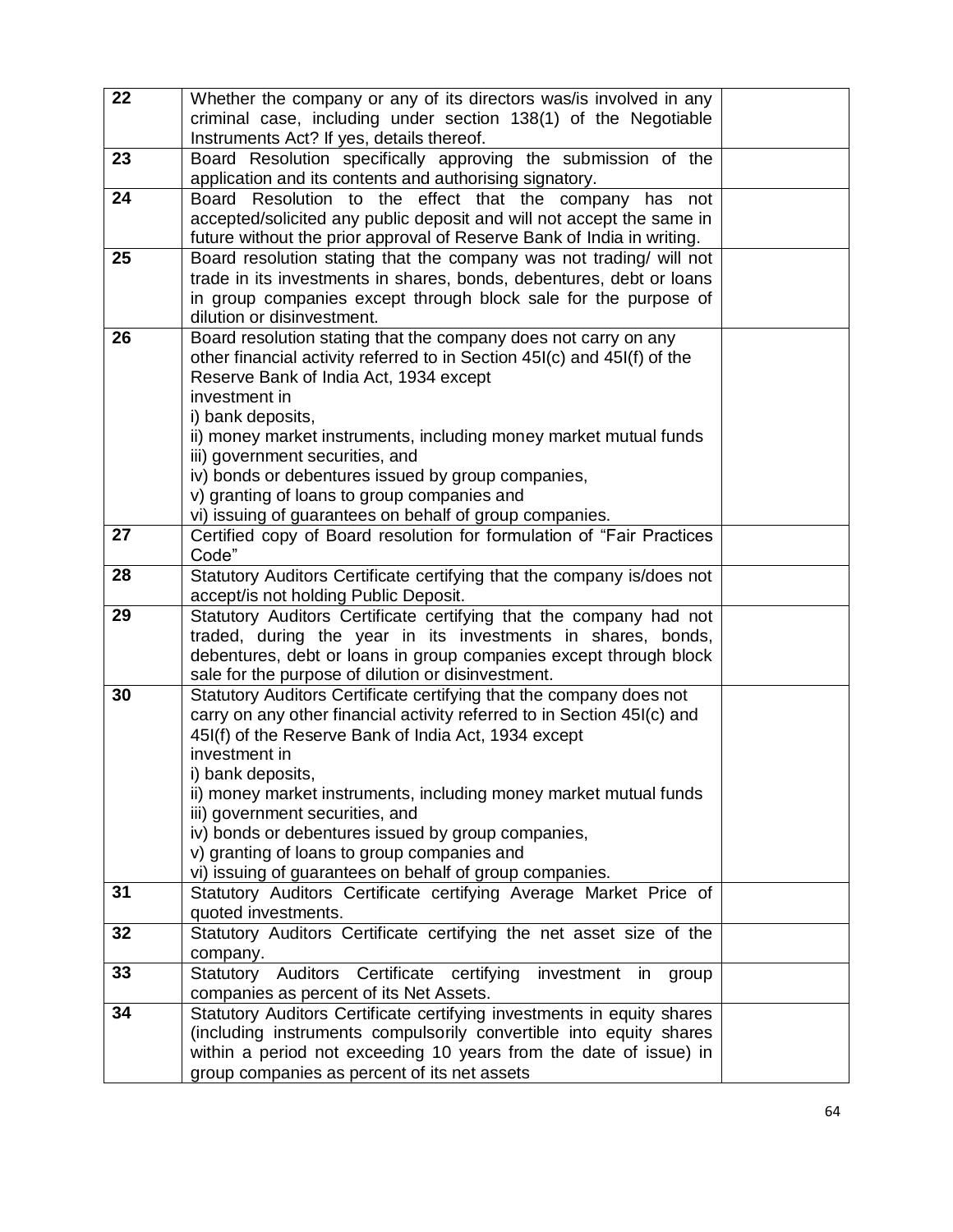| | | |
|---|---|---|
| **22** | Whether the company or any of its directors was/is involved in any criminal case, including under section 138(1) of the Negotiable Instruments Act? If yes, details thereof. | |
| **23** | Board Resolution specifically approving the submission of the application and its contents and authorising signatory. | |
| **24** | Board Resolution to the effect that the company has not accepted/solicited any public deposit and will not accept the same in future without the prior approval of Reserve Bank of India in writing. | |
| **25** | Board resolution stating that the company was not trading/ will not trade in its investments in shares, bonds, debentures, debt or loans in group companies except through block sale for the purpose of dilution or disinvestment. | |
| **26** | Board resolution stating that the company does not carry on any other financial activity referred to in Section 45I(c) and 45I(f) of the Reserve Bank of India Act, 1934 except investment in<br>i) bank deposits,<br>ii) money market instruments, including money market mutual funds<br>iii) government securities, and<br>iv) bonds or debentures issued by group companies,<br>v) granting of loans to group companies and<br>vi) issuing of guarantees on behalf of group companies. | |
| **27** | Certified copy of Board resolution for formulation of "Fair Practices Code" | |
| **28** | Statutory Auditors Certificate certifying that the company is/does not accept/is not holding Public Deposit. | |
| **29** | Statutory Auditors Certificate certifying that the company had not traded, during the year in its investments in shares, bonds, debentures, debt or loans in group companies except through block sale for the purpose of dilution or disinvestment. | |
| **30** | Statutory Auditors Certificate certifying that the company does not carry on any other financial activity referred to in Section 45I(c) and 45I(f) of the Reserve Bank of India Act, 1934 except investment in<br>i) bank deposits,<br>ii) money market instruments, including money market mutual funds<br>iii) government securities, and<br>iv) bonds or debentures issued by group companies,<br>v) granting of loans to group companies and<br>vi) issuing of guarantees on behalf of group companies. | |
| **31** | Statutory Auditors Certificate certifying Average Market Price of quoted investments. | |
| **32** | Statutory Auditors Certificate certifying the net asset size of the company. | |
| **33** | Statutory Auditors Certificate certifying investment in group companies as percent of its Net Assets. | |
| **34** | Statutory Auditors Certificate certifying investments in equity shares (including instruments compulsorily convertible into equity shares within a period not exceeding 10 years from the date of issue) in group companies as percent of its net assets | |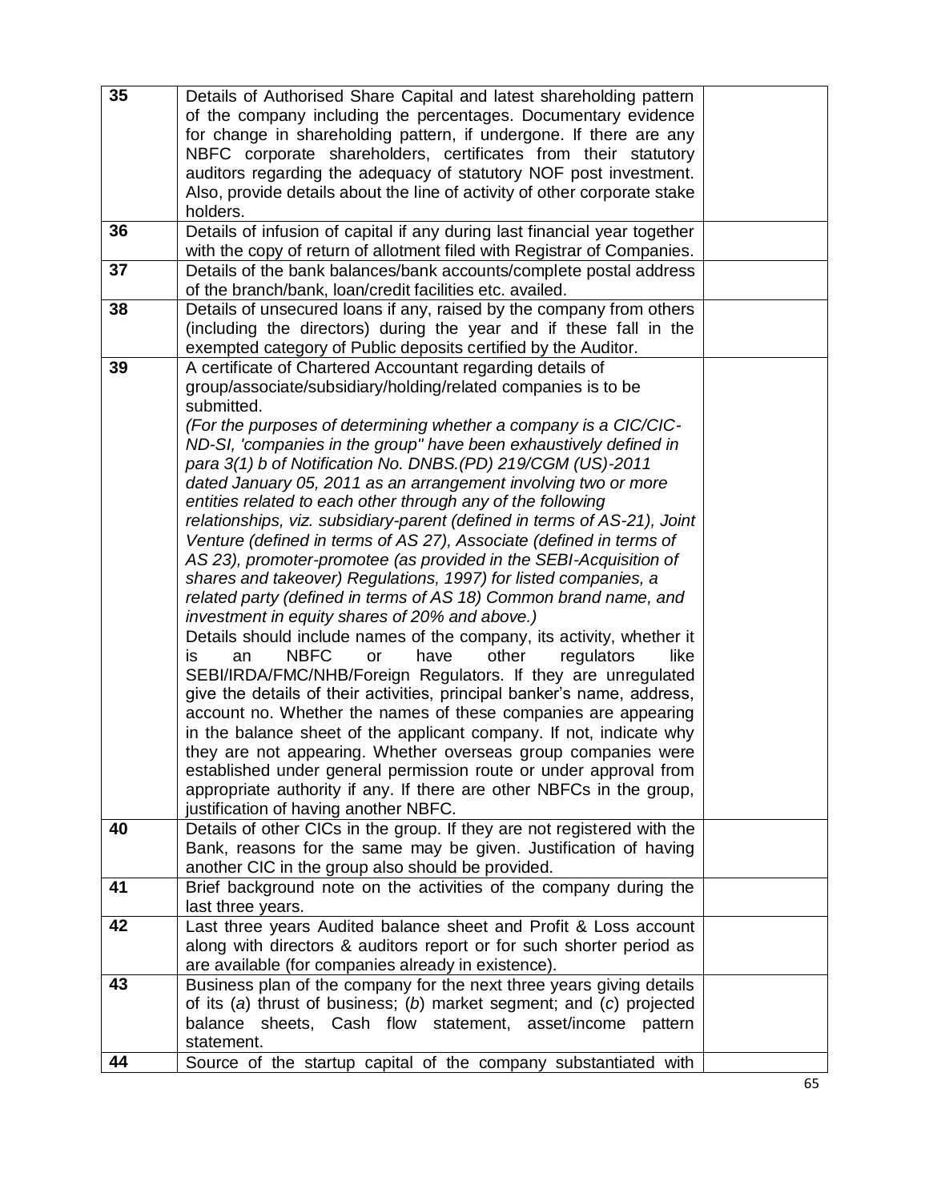| | | |
|---|---|---|
| **35** | Details of Authorised Share Capital and latest shareholding pattern of the company including the percentages. Documentary evidence for change in shareholding pattern, if undergone. If there are any NBFC corporate shareholders, certificates from their statutory auditors regarding the adequacy of statutory NOF post investment. Also, provide details about the line of activity of other corporate stake holders. | |
| **36** | Details of infusion of capital if any during last financial year together with the copy of return of allotment filed with Registrar of Companies. | |
| **37** | Details of the bank balances/bank accounts/complete postal address of the branch/bank, loan/credit facilities etc. availed. | |
| **38** | Details of unsecured loans if any, raised by the company from others (including the directors) during the year and if these fall in the exempted category of Public deposits certified by the Auditor. | |
| **39** | A certificate of Chartered Accountant regarding details of group/associate/subsidiary/holding/related companies is to be submitted.<br>*(For the purposes of determining whether a company is a CIC/CIC-ND-SI, 'companies in the group" have been exhaustively defined in para 3(1) b of Notification No. DNBS.(PD) 219/CGM (US)-2011 dated January 05, 2011 as an arrangement involving two or more entities related to each other through any of the following relationships, viz. subsidiary-parent (defined in terms of AS-21), Joint Venture (defined in terms of AS 27), Associate (defined in terms of AS 23), promoter-promotee (as provided in the SEBI-Acquisition of shares and takeover) Regulations, 1997) for listed companies, a related party (defined in terms of AS 18) Common brand name, and investment in equity shares of 20% and above.)*<br>Details should include names of the company, its activity, whether it is an NBFC or have other regulators like SEBI/IRDA/FMC/NHB/Foreign Regulators. If they are unregulated give the details of their activities, principal banker's name, address, account no. Whether the names of these companies are appearing in the balance sheet of the applicant company. If not, indicate why they are not appearing. Whether overseas group companies were established under general permission route or under approval from appropriate authority if any. If there are other NBFCs in the group, justification of having another NBFC. | |
| **40** | Details of other CICs in the group. If they are not registered with the Bank, reasons for the same may be given. Justification of having another CIC in the group also should be provided. | |
| **41** | Brief background note on the activities of the company during the last three years. | |
| **42** | Last three years Audited balance sheet and Profit & Loss account along with directors & auditors report or for such shorter period as are available (for companies already in existence). | |
| **43** | Business plan of the company for the next three years giving details of its (*a*) thrust of business; (*b*) market segment; and (*c*) projected balance sheets, Cash flow statement, asset/income pattern statement. | |
| **44** | Source of the startup capital of the company substantiated with | |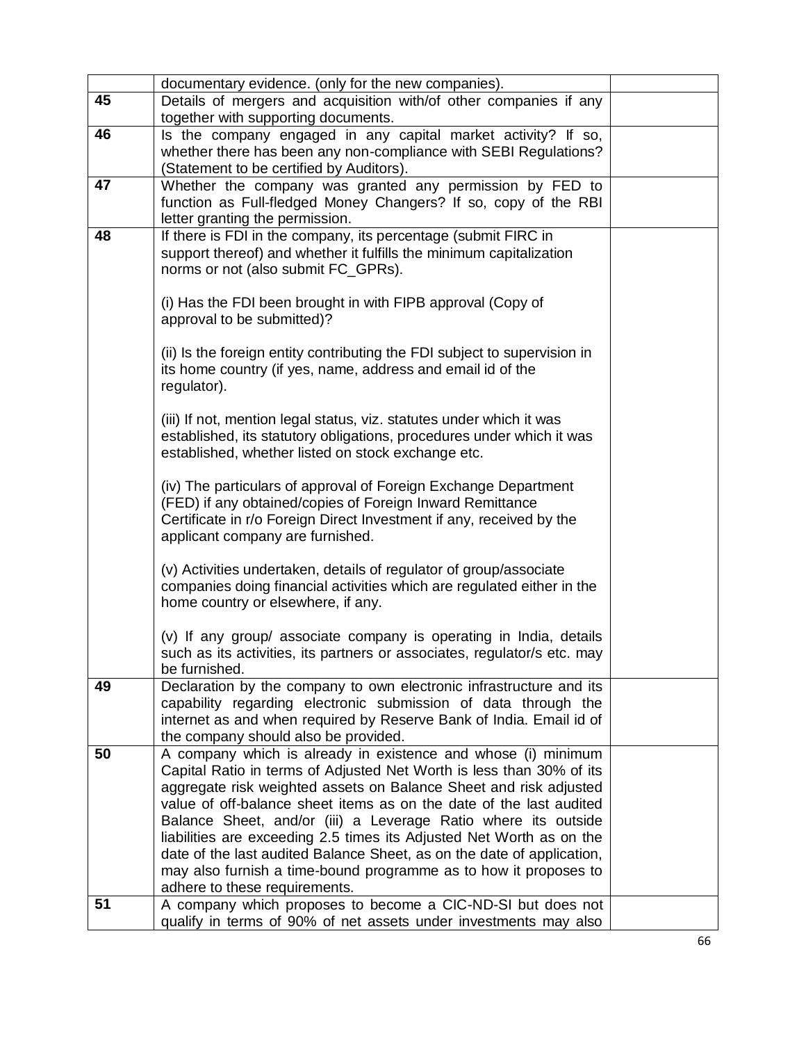| | | |
|---|---|---|
| | documentary evidence. (only for the new companies). | |
| **45** | Details of mergers and acquisition with/of other companies if any together with supporting documents. | |
| **46** | Is the company engaged in any capital market activity? If so, whether there has been any non-compliance with SEBI Regulations? (Statement to be certified by Auditors). | |
| **47** | Whether the company was granted any permission by FED to function as Full-fledged Money Changers? If so, copy of the RBI letter granting the permission. | |
| **48** | If there is FDI in the company, its percentage (submit FIRC in support thereof) and whether it fulfills the minimum capitalization norms or not (also submit FC_GPRs).<br><br>(i) Has the FDI been brought in with FIPB approval (Copy of approval to be submitted)?<br><br>(ii) Is the foreign entity contributing the FDI subject to supervision in its home country (if yes, name, address and email id of the regulator).<br><br>(iii) If not, mention legal status, viz. statutes under which it was established, its statutory obligations, procedures under which it was established, whether listed on stock exchange etc.<br><br>(iv) The particulars of approval of Foreign Exchange Department (FED) if any obtained/copies of Foreign Inward Remittance Certificate in r/o Foreign Direct Investment if any, received by the applicant company are furnished.<br><br>(v) Activities undertaken, details of regulator of group/associate companies doing financial activities which are regulated either in the home country or elsewhere, if any.<br><br>(v) If any group/ associate company is operating in India, details such as its activities, its partners or associates, regulator/s etc. may be furnished. | |
| **49** | Declaration by the company to own electronic infrastructure and its capability regarding electronic submission of data through the internet as and when required by Reserve Bank of India. Email id of the company should also be provided. | |
| **50** | A company which is already in existence and whose (i) minimum Capital Ratio in terms of Adjusted Net Worth is less than 30% of its aggregate risk weighted assets on Balance Sheet and risk adjusted value of off-balance sheet items as on the date of the last audited Balance Sheet, and/or (iii) a Leverage Ratio where its outside liabilities are exceeding 2.5 times its Adjusted Net Worth as on the date of the last audited Balance Sheet, as on the date of application, may also furnish a time-bound programme as to how it proposes to adhere to these requirements. | |
| **51** | A company which proposes to become a CIC-ND-SI but does not qualify in terms of 90% of net assets under investments may also | |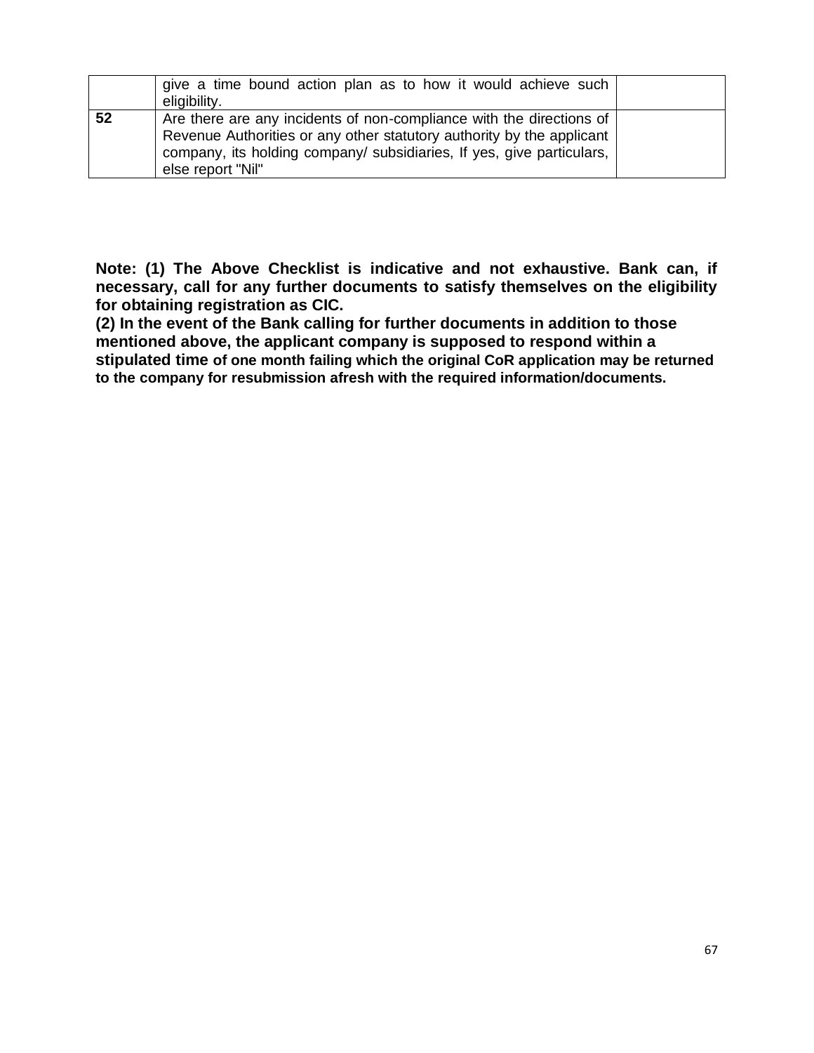| | | |
|---|---|---|
| | give a time bound action plan as to how it would achieve such eligibility. | |
| **52** | Are there are any incidents of non-compliance with the directions of Revenue Authorities or any other statutory authority by the applicant company, its holding company/ subsidiaries, If yes, give particulars, else report "Nil" | |

**Note: (1) The Above Checklist is indicative and not exhaustive. Bank can, if necessary, call for any further documents to satisfy themselves on the eligibility for obtaining registration as CIC.**

**(2) In the event of the Bank calling for further documents in addition to those mentioned above, the applicant company is supposed to respond within a stipulated time of one month failing which the original CoR application may be returned to the company for resubmission afresh with the required information/documents.**